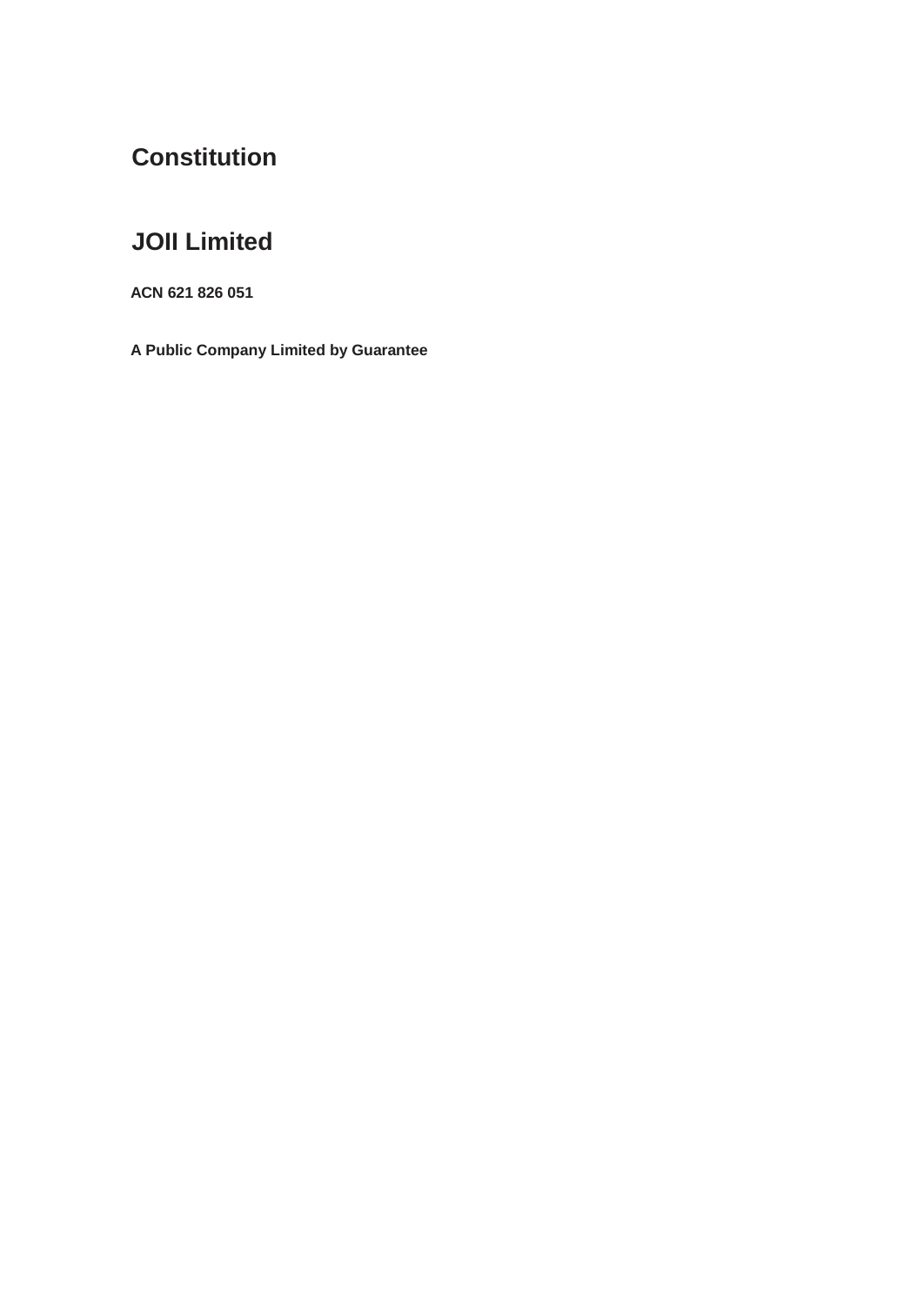# Constitution

# JOII Limited

**ACN 621 826 051**

**A Public Company Limited by Guarantee**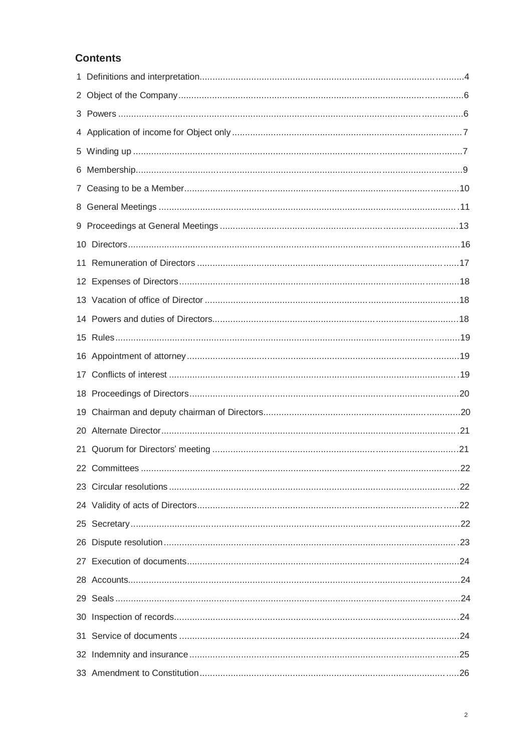## Contents

1 Definitions and interpretation....4
2 Object of the Company....6
3 Powers....6
4 Application of income for Object only....7
5 Winding up....7
6 Membership....9
7 Ceasing to be a Member....10
8 General Meetings....11
9 Proceedings at General Meetings....13
10 Directors....16
11 Remuneration of Directors....17
12 Expenses of Directors....18
13 Vacation of office of Director....18
14 Powers and duties of Directors....18
15 Rules....19
16 Appointment of attorney....19
17 Conflicts of interest....19
18 Proceedings of Directors....20
19 Chairman and deputy chairman of Directors....20
20 Alternate Director....21
21 Quorum for Directors' meeting....21
22 Committees....22
23 Circular resolutions....22
24 Validity of acts of Directors....22
25 Secretary....22
26 Dispute resolution....23
27 Execution of documents....24
28 Accounts....24
29 Seals....24
30 Inspection of records....24
31 Service of documents....24
32 Indemnity and insurance....25
33 Amendment to Constitution....26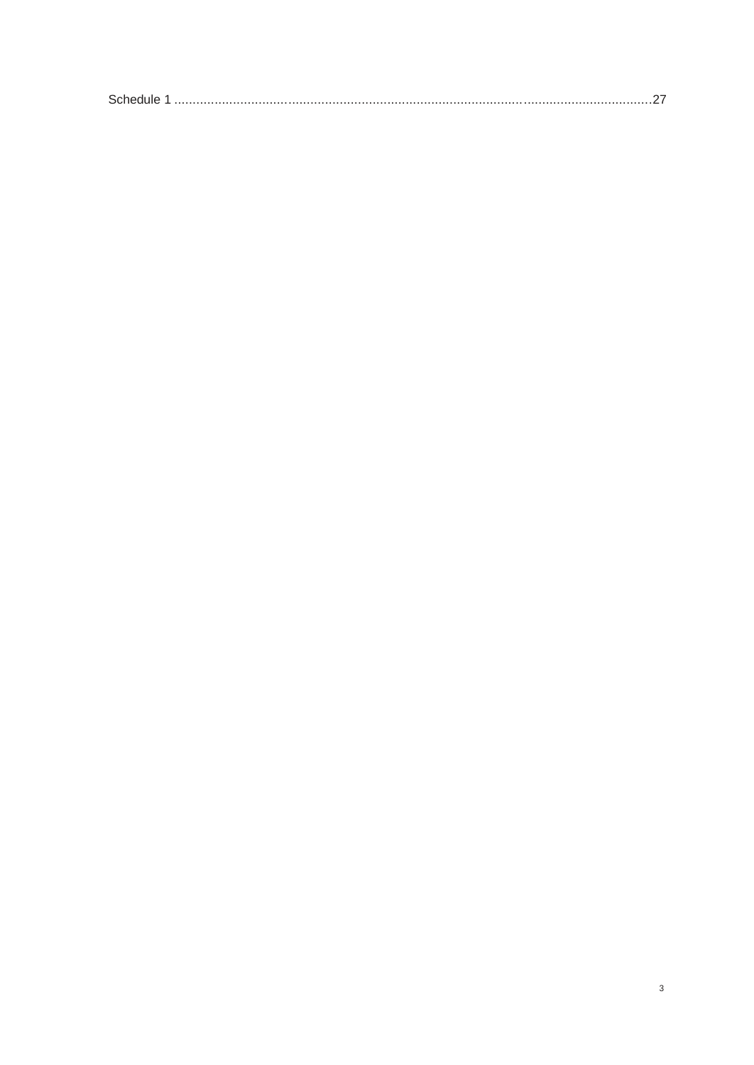Schedule 1 ..........................................................................................................................................27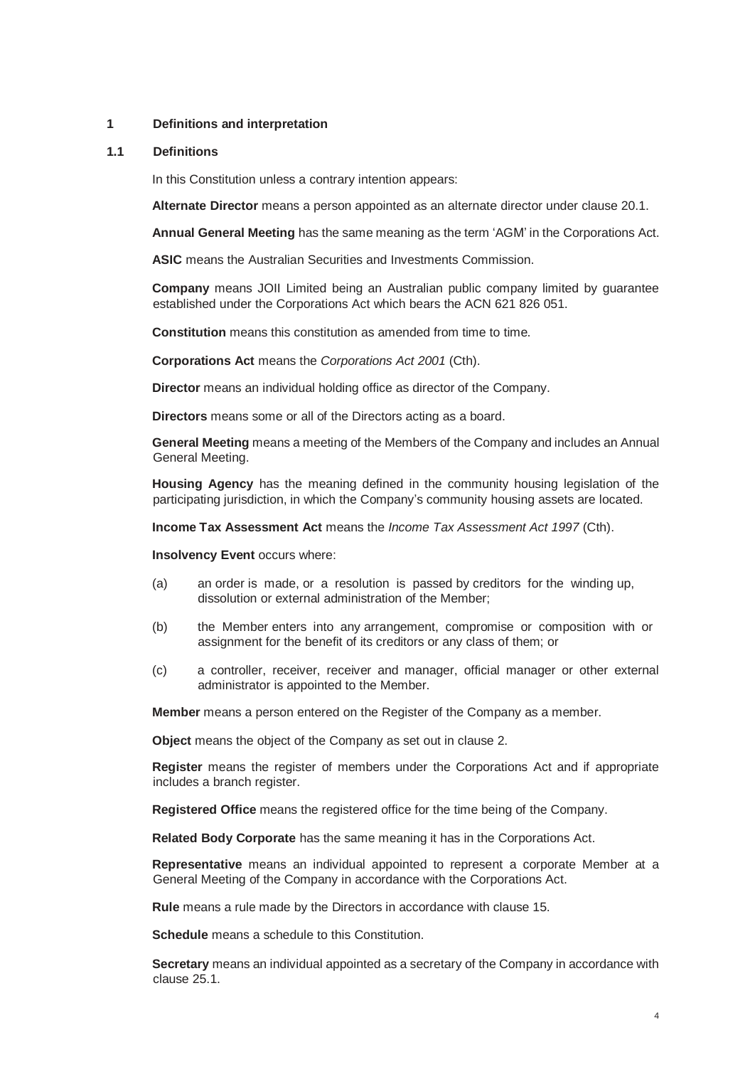## 1 Definitions and interpretation

### 1.1 Definitions

In this Constitution unless a contrary intention appears:

**Alternate Director** means a person appointed as an alternate director under clause 20.1.

**Annual General Meeting** has the same meaning as the term 'AGM' in the Corporations Act.

**ASIC** means the Australian Securities and Investments Commission.

**Company** means JOII Limited being an Australian public company limited by guarantee established under the Corporations Act which bears the ACN 621 826 051.

**Constitution** means this constitution as amended from time to time.

**Corporations Act** means the *Corporations Act 2001* (Cth).

**Director** means an individual holding office as director of the Company.

**Directors** means some or all of the Directors acting as a board.

**General Meeting** means a meeting of the Members of the Company and includes an Annual General Meeting.

**Housing Agency** has the meaning defined in the community housing legislation of the participating jurisdiction, in which the Company's community housing assets are located.

**Income Tax Assessment Act** means the *Income Tax Assessment Act 1997* (Cth).

**Insolvency Event** occurs where:

(a) an order is made, or a resolution is passed by creditors for the winding up, dissolution or external administration of the Member;

(b) the Member enters into any arrangement, compromise or composition with or assignment for the benefit of its creditors or any class of them; or

(c) a controller, receiver, receiver and manager, official manager or other external administrator is appointed to the Member.

**Member** means a person entered on the Register of the Company as a member.

**Object** means the object of the Company as set out in clause 2.

**Register** means the register of members under the Corporations Act and if appropriate includes a branch register.

**Registered Office** means the registered office for the time being of the Company.

**Related Body Corporate** has the same meaning it has in the Corporations Act.

**Representative** means an individual appointed to represent a corporate Member at a General Meeting of the Company in accordance with the Corporations Act.

**Rule** means a rule made by the Directors in accordance with clause 15.

**Schedule** means a schedule to this Constitution.

**Secretary** means an individual appointed as a secretary of the Company in accordance with clause 25.1.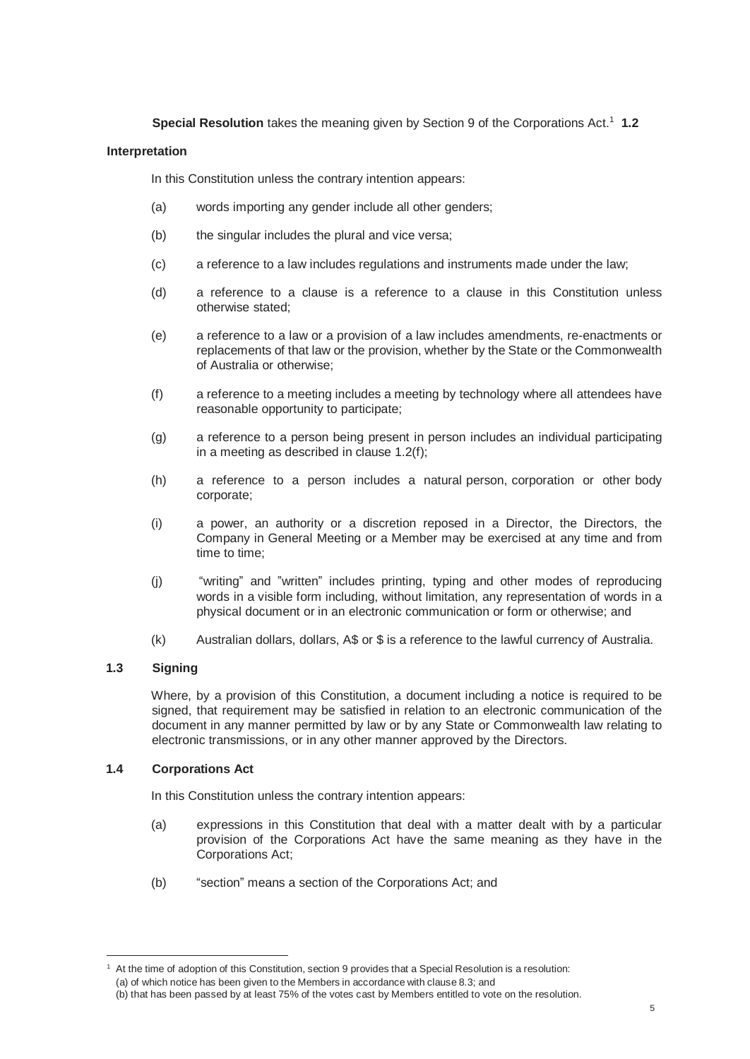**Special Resolution** takes the meaning given by Section 9 of the Corporations Act.[1]

### 1.2 Interpretation

In this Constitution unless the contrary intention appears:

(a) words importing any gender include all other genders;

(b) the singular includes the plural and vice versa;

(c) a reference to a law includes regulations and instruments made under the law;

(d) a reference to a clause is a reference to a clause in this Constitution unless otherwise stated;

(e) a reference to a law or a provision of a law includes amendments, re-enactments or replacements of that law or the provision, whether by the State or the Commonwealth of Australia or otherwise;

(f) a reference to a meeting includes a meeting by technology where all attendees have reasonable opportunity to participate;

(g) a reference to a person being present in person includes an individual participating in a meeting as described in clause 1.2(f);

(h) a reference to a person includes a natural person, corporation or other body corporate;

(i) a power, an authority or a discretion reposed in a Director, the Directors, the Company in General Meeting or a Member may be exercised at any time and from time to time;

(j) "writing" and "written" includes printing, typing and other modes of reproducing words in a visible form including, without limitation, any representation of words in a physical document or in an electronic communication or form or otherwise; and

(k) Australian dollars, dollars, A$ or $ is a reference to the lawful currency of Australia.

### 1.3 Signing

Where, by a provision of this Constitution, a document including a notice is required to be signed, that requirement may be satisfied in relation to an electronic communication of the document in any manner permitted by law or by any State or Commonwealth law relating to electronic transmissions, or in any other manner approved by the Directors.

### 1.4 Corporations Act

In this Constitution unless the contrary intention appears:

(a) expressions in this Constitution that deal with a matter dealt with by a particular provision of the Corporations Act have the same meaning as they have in the Corporations Act;

(b) "section" means a section of the Corporations Act; and

---

[1] At the time of adoption of this Constitution, section 9 provides that a Special Resolution is a resolution:
(a) of which notice has been given to the Members in accordance with clause 8.3; and
(b) that has been passed by at least 75% of the votes cast by Members entitled to vote on the resolution.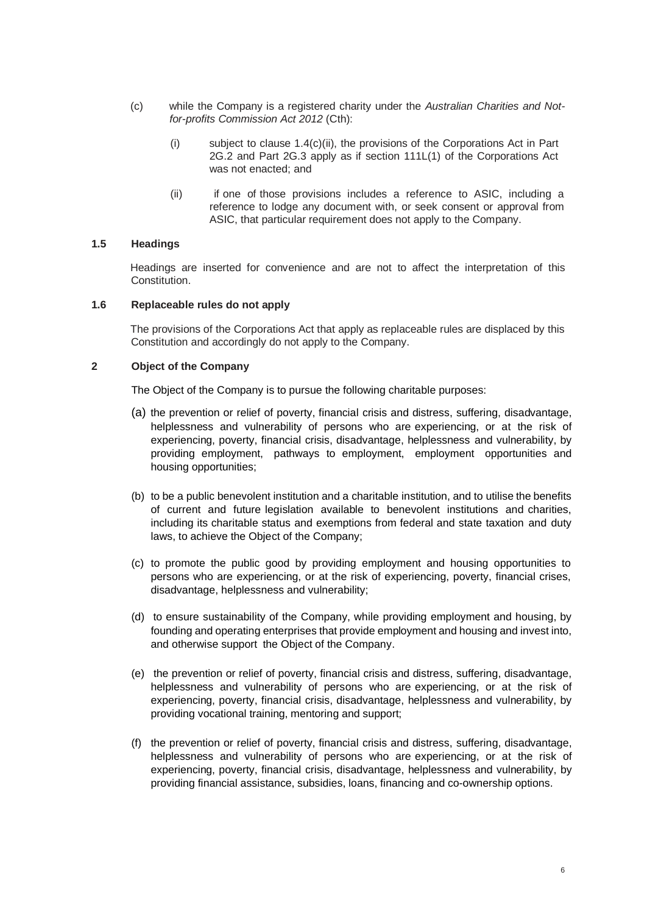(c) while the Company is a registered charity under the *Australian Charities and Not-for-profits Commission Act 2012* (Cth):

   (i) subject to clause 1.4(c)(ii), the provisions of the Corporations Act in Part 2G.2 and Part 2G.3 apply as if section 111L(1) of the Corporations Act was not enacted; and

   (ii) if one of those provisions includes a reference to ASIC, including a reference to lodge any document with, or seek consent or approval from ASIC, that particular requirement does not apply to the Company.

### 1.5 Headings

Headings are inserted for convenience and are not to affect the interpretation of this Constitution.

### 1.6 Replaceable rules do not apply

The provisions of the Corporations Act that apply as replaceable rules are displaced by this Constitution and accordingly do not apply to the Company.

## 2 Object of the Company

The Object of the Company is to pursue the following charitable purposes:

(a) the prevention or relief of poverty, financial crisis and distress, suffering, disadvantage, helplessness and vulnerability of persons who are experiencing, or at the risk of experiencing, poverty, financial crisis, disadvantage, helplessness and vulnerability, by providing employment, pathways to employment, employment opportunities and housing opportunities;

(b) to be a public benevolent institution and a charitable institution, and to utilise the benefits of current and future legislation available to benevolent institutions and charities, including its charitable status and exemptions from federal and state taxation and duty laws, to achieve the Object of the Company;

(c) to promote the public good by providing employment and housing opportunities to persons who are experiencing, or at the risk of experiencing, poverty, financial crises, disadvantage, helplessness and vulnerability;

(d) to ensure sustainability of the Company, while providing employment and housing, by founding and operating enterprises that provide employment and housing and invest into, and otherwise support the Object of the Company.

(e) the prevention or relief of poverty, financial crisis and distress, suffering, disadvantage, helplessness and vulnerability of persons who are experiencing, or at the risk of experiencing, poverty, financial crisis, disadvantage, helplessness and vulnerability, by providing vocational training, mentoring and support;

(f) the prevention or relief of poverty, financial crisis and distress, suffering, disadvantage, helplessness and vulnerability of persons who are experiencing, or at the risk of experiencing, poverty, financial crisis, disadvantage, helplessness and vulnerability, by providing financial assistance, subsidies, loans, financing and co-ownership options.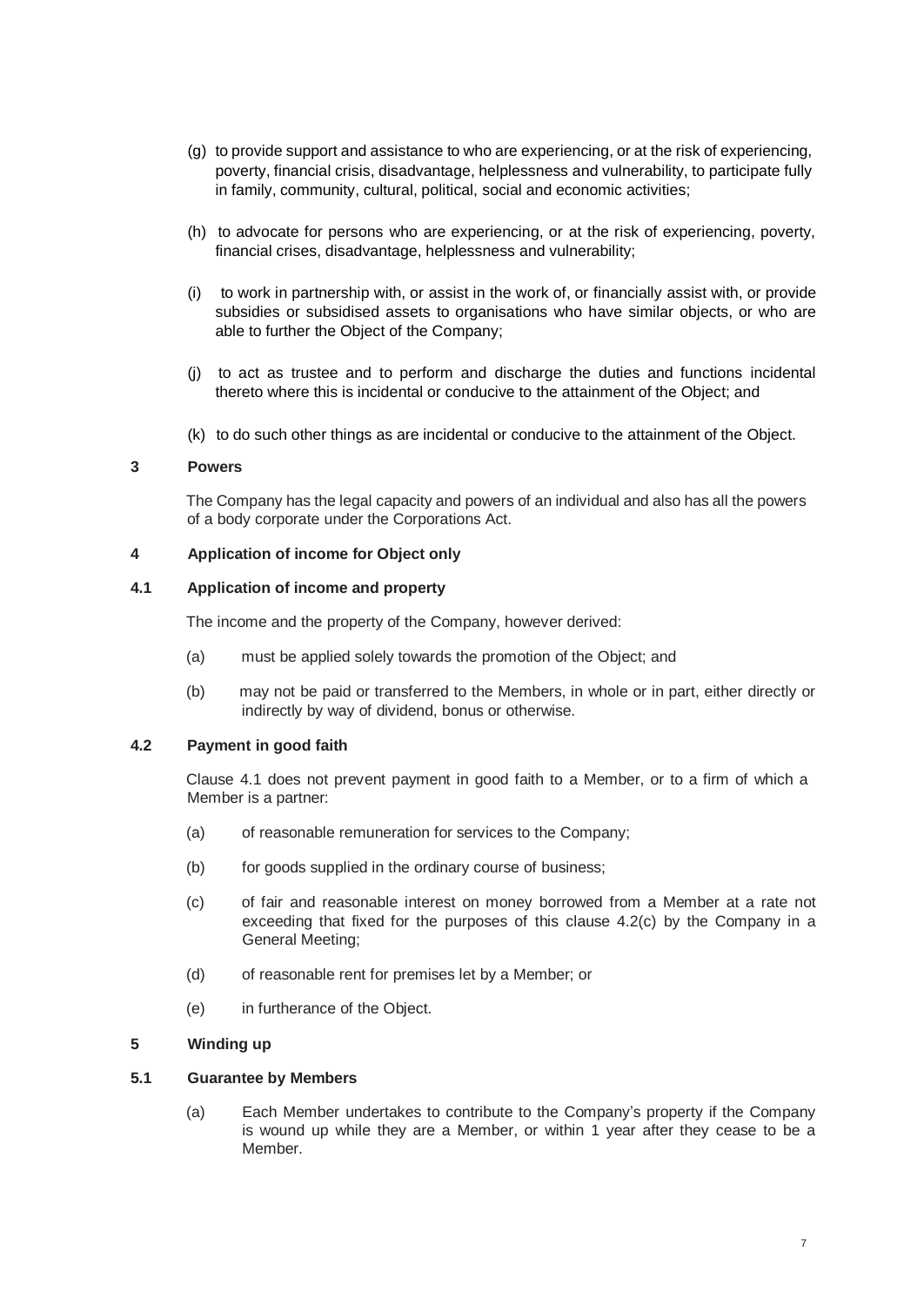(g) to provide support and assistance to who are experiencing, or at the risk of experiencing, poverty, financial crisis, disadvantage, helplessness and vulnerability, to participate fully in family, community, cultural, political, social and economic activities;

(h) to advocate for persons who are experiencing, or at the risk of experiencing, poverty, financial crises, disadvantage, helplessness and vulnerability;

(i) to work in partnership with, or assist in the work of, or financially assist with, or provide subsidies or subsidised assets to organisations who have similar objects, or who are able to further the Object of the Company;

(j) to act as trustee and to perform and discharge the duties and functions incidental thereto where this is incidental or conducive to the attainment of the Object; and

(k) to do such other things as are incidental or conducive to the attainment of the Object.

## 3 Powers

The Company has the legal capacity and powers of an individual and also has all the powers of a body corporate under the Corporations Act.

## 4 Application of income for Object only

### 4.1 Application of income and property

The income and the property of the Company, however derived:

(a) must be applied solely towards the promotion of the Object; and

(b) may not be paid or transferred to the Members, in whole or in part, either directly or indirectly by way of dividend, bonus or otherwise.

### 4.2 Payment in good faith

Clause 4.1 does not prevent payment in good faith to a Member, or to a firm of which a Member is a partner:

(a) of reasonable remuneration for services to the Company;

(b) for goods supplied in the ordinary course of business;

(c) of fair and reasonable interest on money borrowed from a Member at a rate not exceeding that fixed for the purposes of this clause 4.2(c) by the Company in a General Meeting;

(d) of reasonable rent for premises let by a Member; or

(e) in furtherance of the Object.

## 5 Winding up

### 5.1 Guarantee by Members

(a) Each Member undertakes to contribute to the Company's property if the Company is wound up while they are a Member, or within 1 year after they cease to be a Member.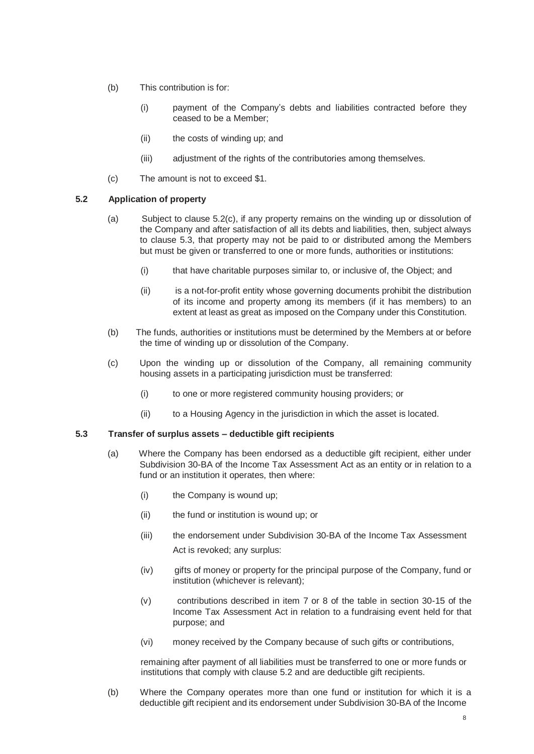(b) This contribution is for:

   (i) payment of the Company's debts and liabilities contracted before they ceased to be a Member;

   (ii) the costs of winding up; and

   (iii) adjustment of the rights of the contributories among themselves.

(c) The amount is not to exceed $1.

### 5.2 Application of property

(a) Subject to clause 5.2(c), if any property remains on the winding up or dissolution of the Company and after satisfaction of all its debts and liabilities, then, subject always to clause 5.3, that property may not be paid to or distributed among the Members but must be given or transferred to one or more funds, authorities or institutions:

   (i) that have charitable purposes similar to, or inclusive of, the Object; and

   (ii) is a not-for-profit entity whose governing documents prohibit the distribution of its income and property among its members (if it has members) to an extent at least as great as imposed on the Company under this Constitution.

(b) The funds, authorities or institutions must be determined by the Members at or before the time of winding up or dissolution of the Company.

(c) Upon the winding up or dissolution of the Company, all remaining community housing assets in a participating jurisdiction must be transferred:

   (i) to one or more registered community housing providers; or

   (ii) to a Housing Agency in the jurisdiction in which the asset is located.

### 5.3 Transfer of surplus assets – deductible gift recipients

(a) Where the Company has been endorsed as a deductible gift recipient, either under Subdivision 30-BA of the Income Tax Assessment Act as an entity or in relation to a fund or an institution it operates, then where:

   (i) the Company is wound up;

   (ii) the fund or institution is wound up; or

   (iii) the endorsement under Subdivision 30-BA of the Income Tax Assessment Act is revoked; any surplus:

   (iv) gifts of money or property for the principal purpose of the Company, fund or institution (whichever is relevant);

   (v) contributions described in item 7 or 8 of the table in section 30-15 of the Income Tax Assessment Act in relation to a fundraising event held for that purpose; and

   (vi) money received by the Company because of such gifts or contributions,

   remaining after payment of all liabilities must be transferred to one or more funds or institutions that comply with clause 5.2 and are deductible gift recipients.

(b) Where the Company operates more than one fund or institution for which it is a deductible gift recipient and its endorsement under Subdivision 30-BA of the Income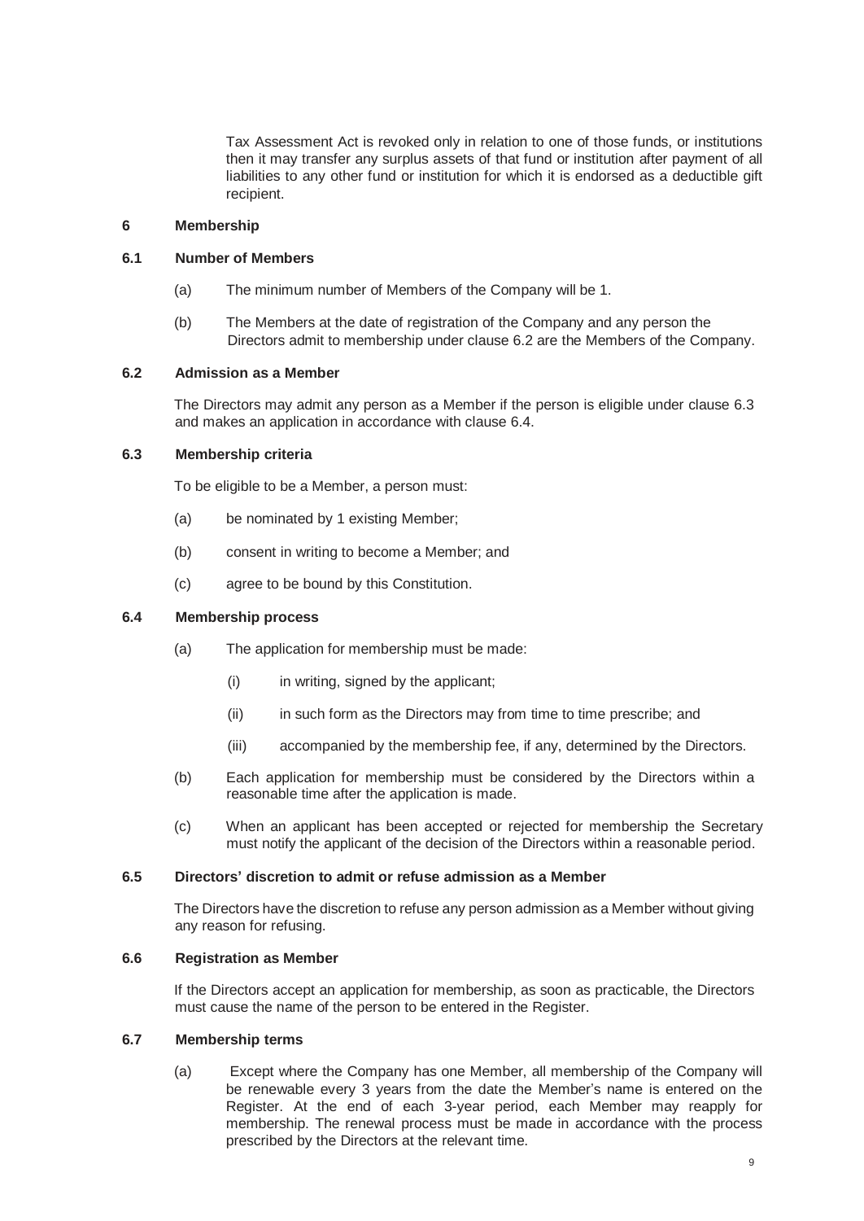Tax Assessment Act is revoked only in relation to one of those funds, or institutions then it may transfer any surplus assets of that fund or institution after payment of all liabilities to any other fund or institution for which it is endorsed as a deductible gift recipient.

## 6 Membership

### 6.1 Number of Members

(a) The minimum number of Members of the Company will be 1.

(b) The Members at the date of registration of the Company and any person the Directors admit to membership under clause 6.2 are the Members of the Company.

### 6.2 Admission as a Member

The Directors may admit any person as a Member if the person is eligible under clause 6.3 and makes an application in accordance with clause 6.4.

### 6.3 Membership criteria

To be eligible to be a Member, a person must:

(a) be nominated by 1 existing Member;

(b) consent in writing to become a Member; and

(c) agree to be bound by this Constitution.

### 6.4 Membership process

(a) The application for membership must be made:

  (i) in writing, signed by the applicant;

  (ii) in such form as the Directors may from time to time prescribe; and

  (iii) accompanied by the membership fee, if any, determined by the Directors.

(b) Each application for membership must be considered by the Directors within a reasonable time after the application is made.

(c) When an applicant has been accepted or rejected for membership the Secretary must notify the applicant of the decision of the Directors within a reasonable period.

### 6.5 Directors' discretion to admit or refuse admission as a Member

The Directors have the discretion to refuse any person admission as a Member without giving any reason for refusing.

### 6.6 Registration as Member

If the Directors accept an application for membership, as soon as practicable, the Directors must cause the name of the person to be entered in the Register.

### 6.7 Membership terms

(a) Except where the Company has one Member, all membership of the Company will be renewable every 3 years from the date the Member's name is entered on the Register. At the end of each 3-year period, each Member may reapply for membership. The renewal process must be made in accordance with the process prescribed by the Directors at the relevant time.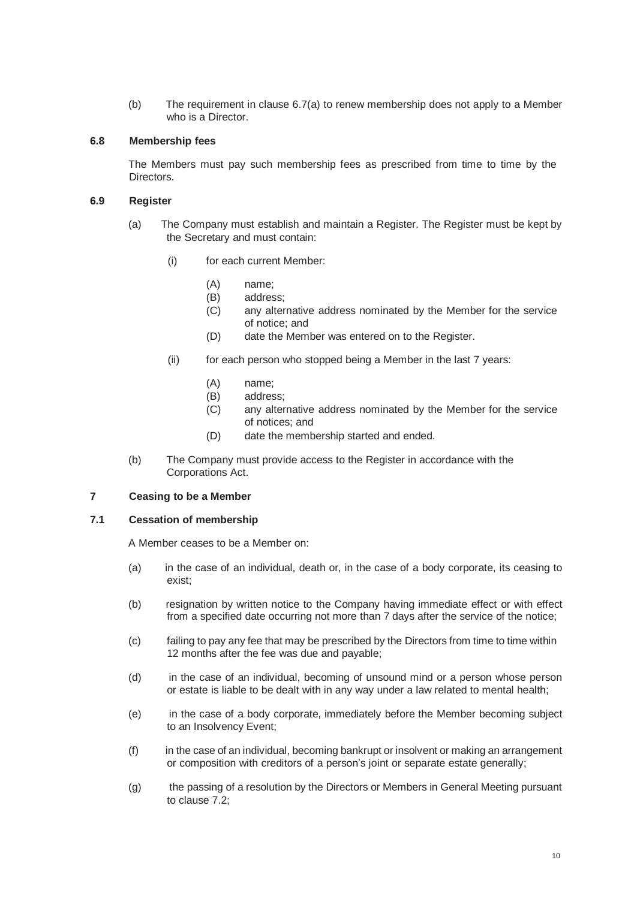(b) The requirement in clause 6.7(a) to renew membership does not apply to a Member who is a Director.

### 6.8 Membership fees

The Members must pay such membership fees as prescribed from time to time by the Directors.

### 6.9 Register

(a) The Company must establish and maintain a Register. The Register must be kept by the Secretary and must contain:

(i) for each current Member:

(A) name;
(B) address;
(C) any alternative address nominated by the Member for the service of notice; and
(D) date the Member was entered on to the Register.

(ii) for each person who stopped being a Member in the last 7 years:

(A) name;
(B) address;
(C) any alternative address nominated by the Member for the service of notices; and
(D) date the membership started and ended.

(b) The Company must provide access to the Register in accordance with the Corporations Act.

## 7 Ceasing to be a Member

### 7.1 Cessation of membership

A Member ceases to be a Member on:

(a) in the case of an individual, death or, in the case of a body corporate, its ceasing to exist;

(b) resignation by written notice to the Company having immediate effect or with effect from a specified date occurring not more than 7 days after the service of the notice;

(c) failing to pay any fee that may be prescribed by the Directors from time to time within 12 months after the fee was due and payable;

(d) in the case of an individual, becoming of unsound mind or a person whose person or estate is liable to be dealt with in any way under a law related to mental health;

(e) in the case of a body corporate, immediately before the Member becoming subject to an Insolvency Event;

(f) in the case of an individual, becoming bankrupt or insolvent or making an arrangement or composition with creditors of a person's joint or separate estate generally;

(g) the passing of a resolution by the Directors or Members in General Meeting pursuant to clause 7.2;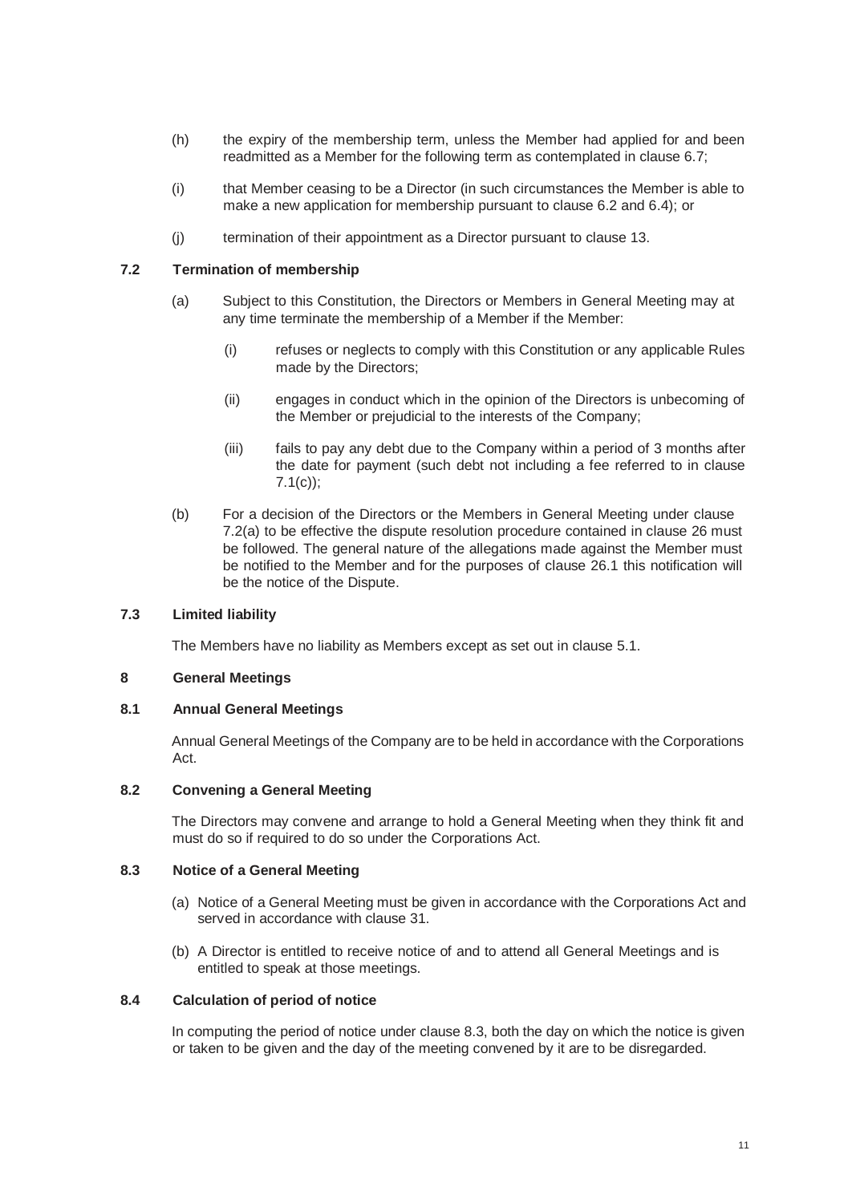(h) the expiry of the membership term, unless the Member had applied for and been readmitted as a Member for the following term as contemplated in clause 6.7;

(i) that Member ceasing to be a Director (in such circumstances the Member is able to make a new application for membership pursuant to clause 6.2 and 6.4); or

(j) termination of their appointment as a Director pursuant to clause 13.

### 7.2 Termination of membership

(a) Subject to this Constitution, the Directors or Members in General Meeting may at any time terminate the membership of a Member if the Member:

  (i) refuses or neglects to comply with this Constitution or any applicable Rules made by the Directors;

  (ii) engages in conduct which in the opinion of the Directors is unbecoming of the Member or prejudicial to the interests of the Company;

  (iii) fails to pay any debt due to the Company within a period of 3 months after the date for payment (such debt not including a fee referred to in clause 7.1(c));

(b) For a decision of the Directors or the Members in General Meeting under clause 7.2(a) to be effective the dispute resolution procedure contained in clause 26 must be followed. The general nature of the allegations made against the Member must be notified to the Member and for the purposes of clause 26.1 this notification will be the notice of the Dispute.

### 7.3 Limited liability

The Members have no liability as Members except as set out in clause 5.1.

## 8 General Meetings

### 8.1 Annual General Meetings

Annual General Meetings of the Company are to be held in accordance with the Corporations Act.

### 8.2 Convening a General Meeting

The Directors may convene and arrange to hold a General Meeting when they think fit and must do so if required to do so under the Corporations Act.

### 8.3 Notice of a General Meeting

(a) Notice of a General Meeting must be given in accordance with the Corporations Act and served in accordance with clause 31.

(b) A Director is entitled to receive notice of and to attend all General Meetings and is entitled to speak at those meetings.

### 8.4 Calculation of period of notice

In computing the period of notice under clause 8.3, both the day on which the notice is given or taken to be given and the day of the meeting convened by it are to be disregarded.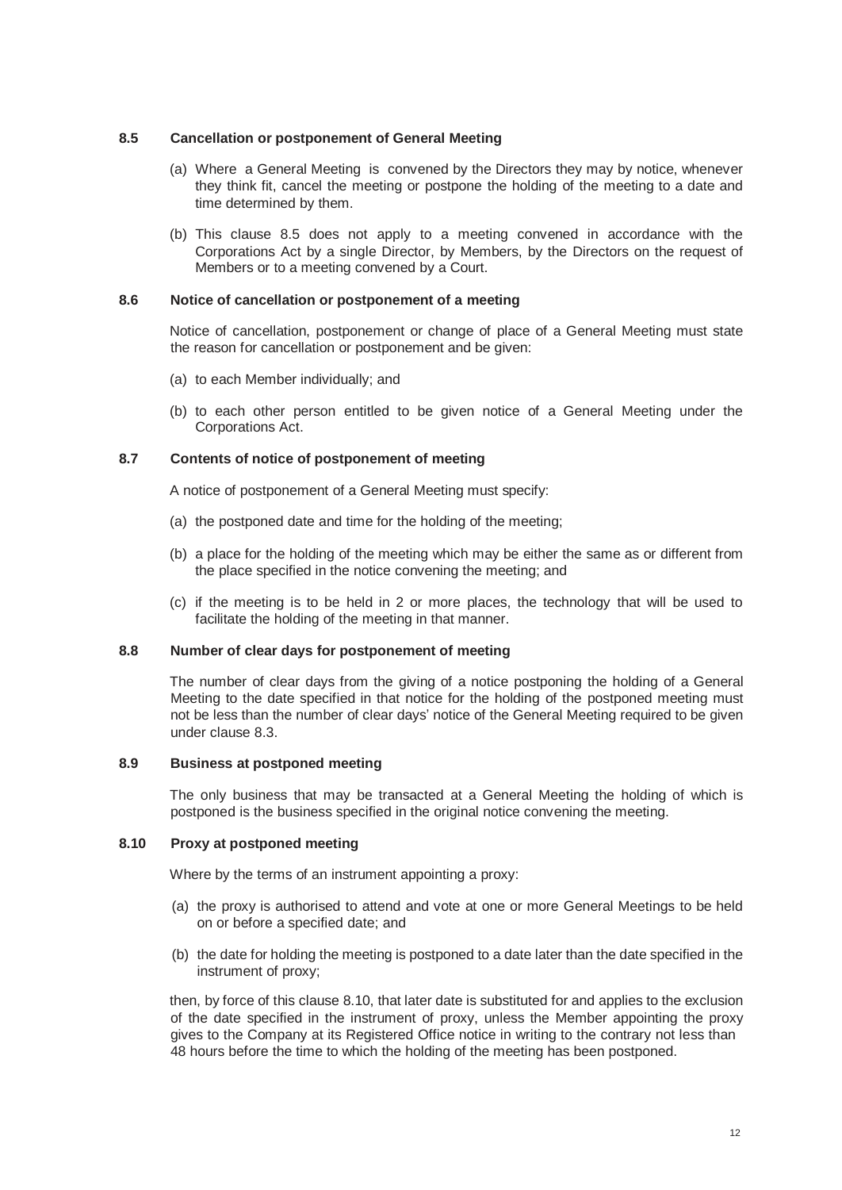### 8.5 Cancellation or postponement of General Meeting

(a) Where a General Meeting is convened by the Directors they may by notice, whenever they think fit, cancel the meeting or postpone the holding of the meeting to a date and time determined by them.

(b) This clause 8.5 does not apply to a meeting convened in accordance with the Corporations Act by a single Director, by Members, by the Directors on the request of Members or to a meeting convened by a Court.

### 8.6 Notice of cancellation or postponement of a meeting

Notice of cancellation, postponement or change of place of a General Meeting must state the reason for cancellation or postponement and be given:

(a) to each Member individually; and

(b) to each other person entitled to be given notice of a General Meeting under the Corporations Act.

### 8.7 Contents of notice of postponement of meeting

A notice of postponement of a General Meeting must specify:

(a) the postponed date and time for the holding of the meeting;

(b) a place for the holding of the meeting which may be either the same as or different from the place specified in the notice convening the meeting; and

(c) if the meeting is to be held in 2 or more places, the technology that will be used to facilitate the holding of the meeting in that manner.

### 8.8 Number of clear days for postponement of meeting

The number of clear days from the giving of a notice postponing the holding of a General Meeting to the date specified in that notice for the holding of the postponed meeting must not be less than the number of clear days' notice of the General Meeting required to be given under clause 8.3.

### 8.9 Business at postponed meeting

The only business that may be transacted at a General Meeting the holding of which is postponed is the business specified in the original notice convening the meeting.

### 8.10 Proxy at postponed meeting

Where by the terms of an instrument appointing a proxy:

(a) the proxy is authorised to attend and vote at one or more General Meetings to be held on or before a specified date; and

(b) the date for holding the meeting is postponed to a date later than the date specified in the instrument of proxy;

then, by force of this clause 8.10, that later date is substituted for and applies to the exclusion of the date specified in the instrument of proxy, unless the Member appointing the proxy gives to the Company at its Registered Office notice in writing to the contrary not less than 48 hours before the time to which the holding of the meeting has been postponed.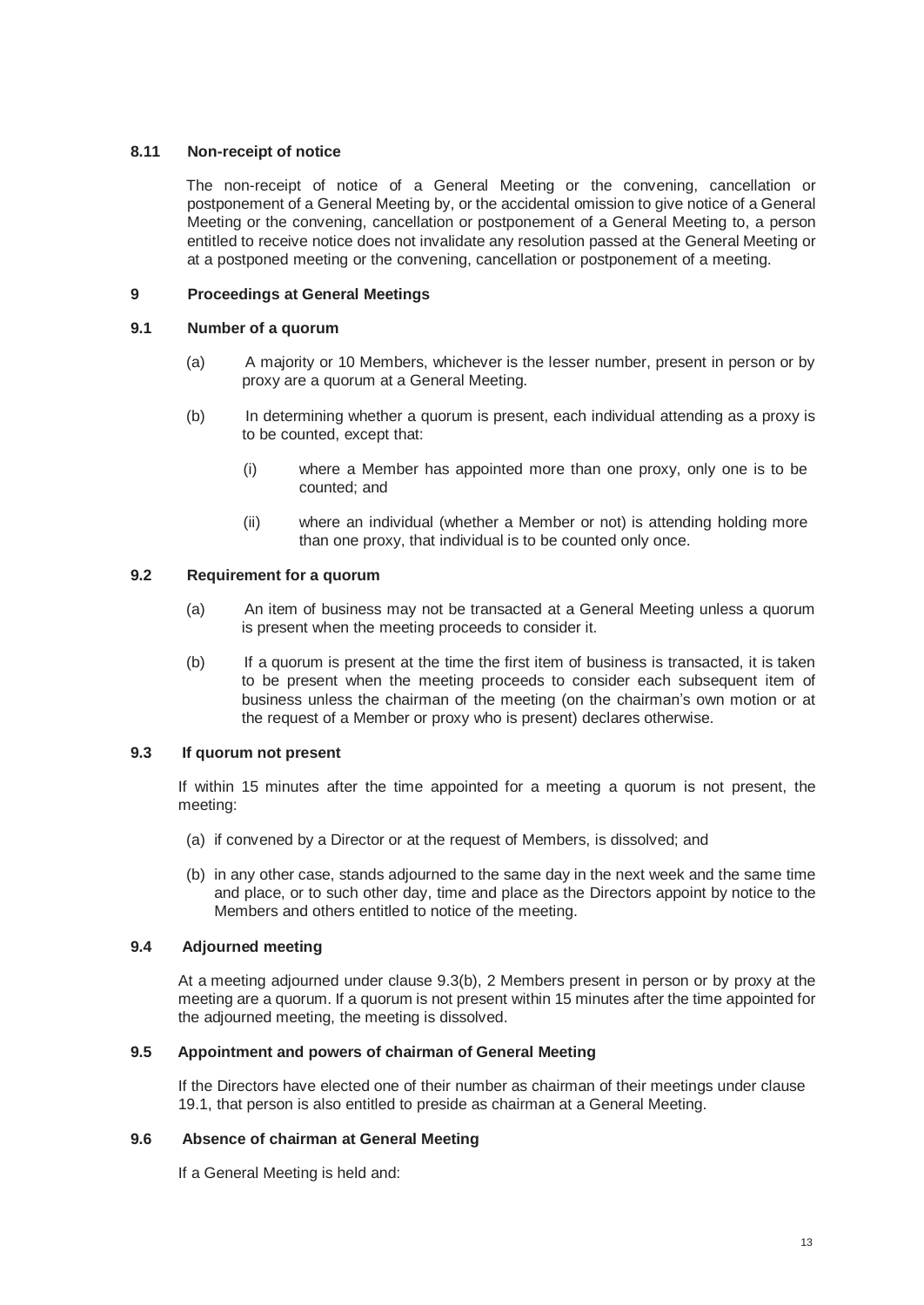### 8.11 Non-receipt of notice

The non-receipt of notice of a General Meeting or the convening, cancellation or postponement of a General Meeting by, or the accidental omission to give notice of a General Meeting or the convening, cancellation or postponement of a General Meeting to, a person entitled to receive notice does not invalidate any resolution passed at the General Meeting or at a postponed meeting or the convening, cancellation or postponement of a meeting.

## 9 Proceedings at General Meetings

### 9.1 Number of a quorum

(a) A majority or 10 Members, whichever is the lesser number, present in person or by proxy are a quorum at a General Meeting.

(b) In determining whether a quorum is present, each individual attending as a proxy is to be counted, except that:

   (i) where a Member has appointed more than one proxy, only one is to be counted; and

   (ii) where an individual (whether a Member or not) is attending holding more than one proxy, that individual is to be counted only once.

### 9.2 Requirement for a quorum

(a) An item of business may not be transacted at a General Meeting unless a quorum is present when the meeting proceeds to consider it.

(b) If a quorum is present at the time the first item of business is transacted, it is taken to be present when the meeting proceeds to consider each subsequent item of business unless the chairman of the meeting (on the chairman's own motion or at the request of a Member or proxy who is present) declares otherwise.

### 9.3 If quorum not present

If within 15 minutes after the time appointed for a meeting a quorum is not present, the meeting:

(a) if convened by a Director or at the request of Members, is dissolved; and

(b) in any other case, stands adjourned to the same day in the next week and the same time and place, or to such other day, time and place as the Directors appoint by notice to the Members and others entitled to notice of the meeting.

### 9.4 Adjourned meeting

At a meeting adjourned under clause 9.3(b), 2 Members present in person or by proxy at the meeting are a quorum. If a quorum is not present within 15 minutes after the time appointed for the adjourned meeting, the meeting is dissolved.

### 9.5 Appointment and powers of chairman of General Meeting

If the Directors have elected one of their number as chairman of their meetings under clause 19.1, that person is also entitled to preside as chairman at a General Meeting.

### 9.6 Absence of chairman at General Meeting

If a General Meeting is held and: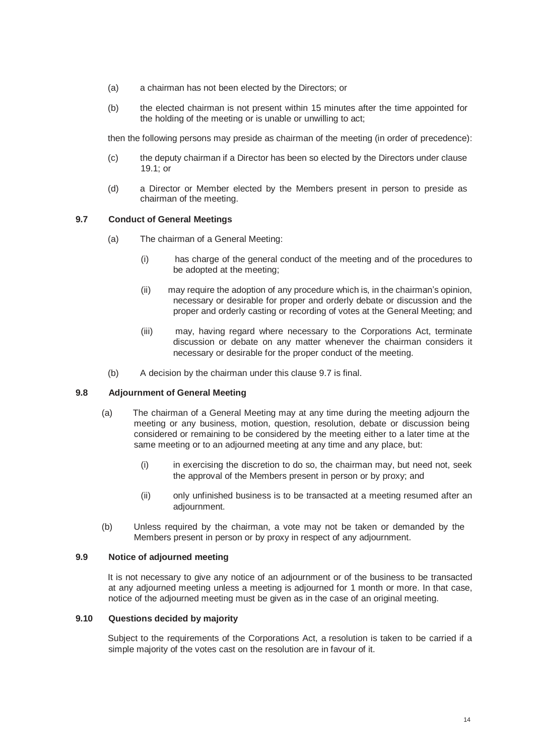(a) a chairman has not been elected by the Directors; or

(b) the elected chairman is not present within 15 minutes after the time appointed for the holding of the meeting or is unable or unwilling to act;

then the following persons may preside as chairman of the meeting (in order of precedence):

(c) the deputy chairman if a Director has been so elected by the Directors under clause 19.1; or

(d) a Director or Member elected by the Members present in person to preside as chairman of the meeting.

### 9.7 Conduct of General Meetings

(a) The chairman of a General Meeting:

(i) has charge of the general conduct of the meeting and of the procedures to be adopted at the meeting;

(ii) may require the adoption of any procedure which is, in the chairman's opinion, necessary or desirable for proper and orderly debate or discussion and the proper and orderly casting or recording of votes at the General Meeting; and

(iii) may, having regard where necessary to the Corporations Act, terminate discussion or debate on any matter whenever the chairman considers it necessary or desirable for the proper conduct of the meeting.

(b) A decision by the chairman under this clause 9.7 is final.

### 9.8 Adjournment of General Meeting

(a) The chairman of a General Meeting may at any time during the meeting adjourn the meeting or any business, motion, question, resolution, debate or discussion being considered or remaining to be considered by the meeting either to a later time at the same meeting or to an adjourned meeting at any time and any place, but:

(i) in exercising the discretion to do so, the chairman may, but need not, seek the approval of the Members present in person or by proxy; and

(ii) only unfinished business is to be transacted at a meeting resumed after an adjournment.

(b) Unless required by the chairman, a vote may not be taken or demanded by the Members present in person or by proxy in respect of any adjournment.

### 9.9 Notice of adjourned meeting

It is not necessary to give any notice of an adjournment or of the business to be transacted at any adjourned meeting unless a meeting is adjourned for 1 month or more. In that case, notice of the adjourned meeting must be given as in the case of an original meeting.

### 9.10 Questions decided by majority

Subject to the requirements of the Corporations Act, a resolution is taken to be carried if a simple majority of the votes cast on the resolution are in favour of it.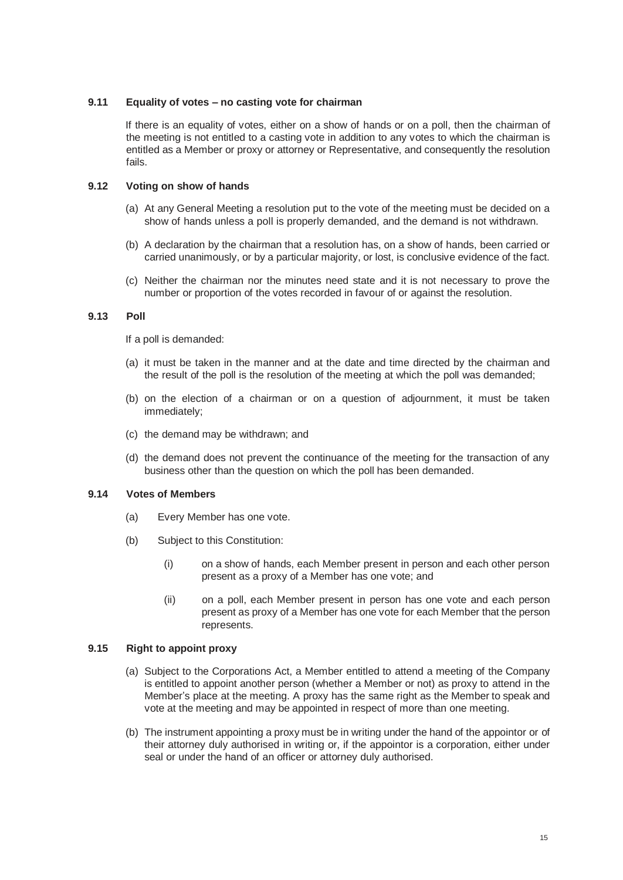### 9.11 Equality of votes – no casting vote for chairman

If there is an equality of votes, either on a show of hands or on a poll, then the chairman of the meeting is not entitled to a casting vote in addition to any votes to which the chairman is entitled as a Member or proxy or attorney or Representative, and consequently the resolution fails.

### 9.12 Voting on show of hands

(a) At any General Meeting a resolution put to the vote of the meeting must be decided on a show of hands unless a poll is properly demanded, and the demand is not withdrawn.

(b) A declaration by the chairman that a resolution has, on a show of hands, been carried or carried unanimously, or by a particular majority, or lost, is conclusive evidence of the fact.

(c) Neither the chairman nor the minutes need state and it is not necessary to prove the number or proportion of the votes recorded in favour of or against the resolution.

### 9.13 Poll

If a poll is demanded:

(a) it must be taken in the manner and at the date and time directed by the chairman and the result of the poll is the resolution of the meeting at which the poll was demanded;

(b) on the election of a chairman or on a question of adjournment, it must be taken immediately;

(c) the demand may be withdrawn; and

(d) the demand does not prevent the continuance of the meeting for the transaction of any business other than the question on which the poll has been demanded.

### 9.14 Votes of Members

(a) Every Member has one vote.

(b) Subject to this Constitution:

  (i) on a show of hands, each Member present in person and each other person present as a proxy of a Member has one vote; and

  (ii) on a poll, each Member present in person has one vote and each person present as proxy of a Member has one vote for each Member that the person represents.

### 9.15 Right to appoint proxy

(a) Subject to the Corporations Act, a Member entitled to attend a meeting of the Company is entitled to appoint another person (whether a Member or not) as proxy to attend in the Member's place at the meeting. A proxy has the same right as the Member to speak and vote at the meeting and may be appointed in respect of more than one meeting.

(b) The instrument appointing a proxy must be in writing under the hand of the appointor or of their attorney duly authorised in writing or, if the appointor is a corporation, either under seal or under the hand of an officer or attorney duly authorised.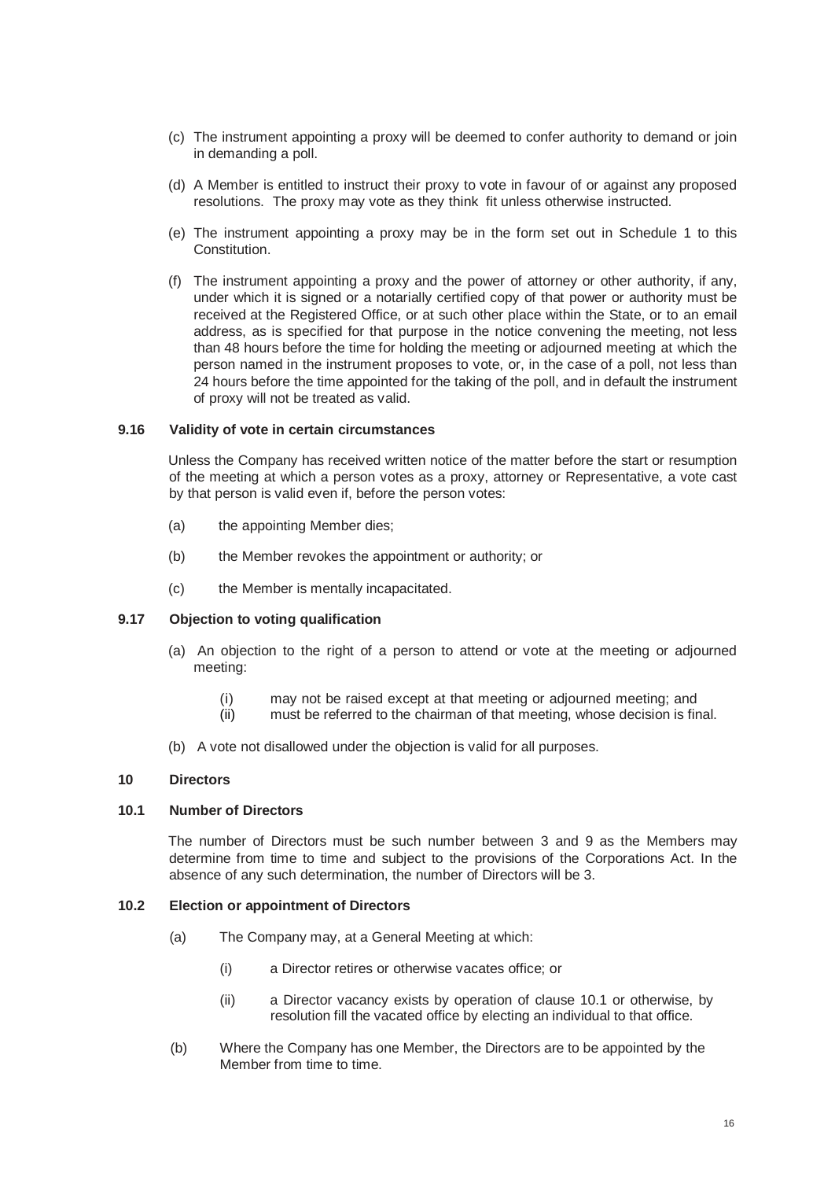(c) The instrument appointing a proxy will be deemed to confer authority to demand or join in demanding a poll.

(d) A Member is entitled to instruct their proxy to vote in favour of or against any proposed resolutions. The proxy may vote as they think fit unless otherwise instructed.

(e) The instrument appointing a proxy may be in the form set out in Schedule 1 to this Constitution.

(f) The instrument appointing a proxy and the power of attorney or other authority, if any, under which it is signed or a notarially certified copy of that power or authority must be received at the Registered Office, or at such other place within the State, or to an email address, as is specified for that purpose in the notice convening the meeting, not less than 48 hours before the time for holding the meeting or adjourned meeting at which the person named in the instrument proposes to vote, or, in the case of a poll, not less than 24 hours before the time appointed for the taking of the poll, and in default the instrument of proxy will not be treated as valid.

### 9.16 Validity of vote in certain circumstances

Unless the Company has received written notice of the matter before the start or resumption of the meeting at which a person votes as a proxy, attorney or Representative, a vote cast by that person is valid even if, before the person votes:

(a) the appointing Member dies;

(b) the Member revokes the appointment or authority; or

(c) the Member is mentally incapacitated.

### 9.17 Objection to voting qualification

(a) An objection to the right of a person to attend or vote at the meeting or adjourned meeting:

  (i) may not be raised except at that meeting or adjourned meeting; and
  (ii) must be referred to the chairman of that meeting, whose decision is final.

(b) A vote not disallowed under the objection is valid for all purposes.

## 10 Directors

### 10.1 Number of Directors

The number of Directors must be such number between 3 and 9 as the Members may determine from time to time and subject to the provisions of the Corporations Act. In the absence of any such determination, the number of Directors will be 3.

### 10.2 Election or appointment of Directors

(a) The Company may, at a General Meeting at which:

  (i) a Director retires or otherwise vacates office; or

  (ii) a Director vacancy exists by operation of clause 10.1 or otherwise, by resolution fill the vacated office by electing an individual to that office.

(b) Where the Company has one Member, the Directors are to be appointed by the Member from time to time.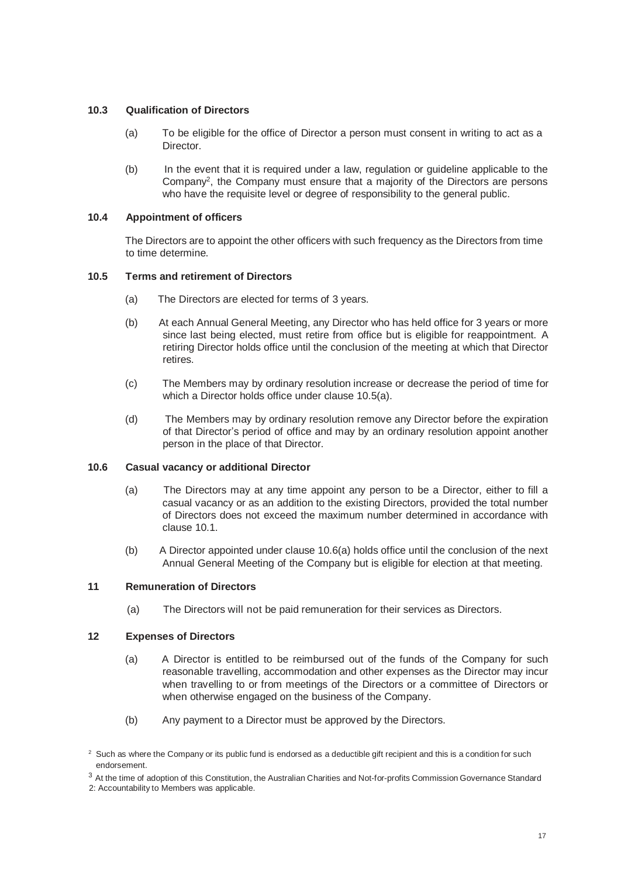### 10.3 Qualification of Directors

(a) To be eligible for the office of Director a person must consent in writing to act as a Director.

(b) In the event that it is required under a law, regulation or guideline applicable to the Company[2], the Company must ensure that a majority of the Directors are persons who have the requisite level or degree of responsibility to the general public.

### 10.4 Appointment of officers

The Directors are to appoint the other officers with such frequency as the Directors from time to time determine.

### 10.5 Terms and retirement of Directors

(a) The Directors are elected for terms of 3 years.

(b) At each Annual General Meeting, any Director who has held office for 3 years or more since last being elected, must retire from office but is eligible for reappointment. A retiring Director holds office until the conclusion of the meeting at which that Director retires.

(c) The Members may by ordinary resolution increase or decrease the period of time for which a Director holds office under clause 10.5(a).

(d) The Members may by ordinary resolution remove any Director before the expiration of that Director's period of office and may by an ordinary resolution appoint another person in the place of that Director.

### 10.6 Casual vacancy or additional Director

(a) The Directors may at any time appoint any person to be a Director, either to fill a casual vacancy or as an addition to the existing Directors, provided the total number of Directors does not exceed the maximum number determined in accordance with clause 10.1.

(b) A Director appointed under clause 10.6(a) holds office until the conclusion of the next Annual General Meeting of the Company but is eligible for election at that meeting.

## 11 Remuneration of Directors

(a) The Directors will not be paid remuneration for their services as Directors.

## 12 Expenses of Directors

(a) A Director is entitled to be reimbursed out of the funds of the Company for such reasonable travelling, accommodation and other expenses as the Director may incur when travelling to or from meetings of the Directors or a committee of Directors or when otherwise engaged on the business of the Company.

(b) Any payment to a Director must be approved by the Directors.

---

[2] Such as where the Company or its public fund is endorsed as a deductible gift recipient and this is a condition for such endorsement.

[3] At the time of adoption of this Constitution, the Australian Charities and Not-for-profits Commission Governance Standard 2: Accountability to Members was applicable.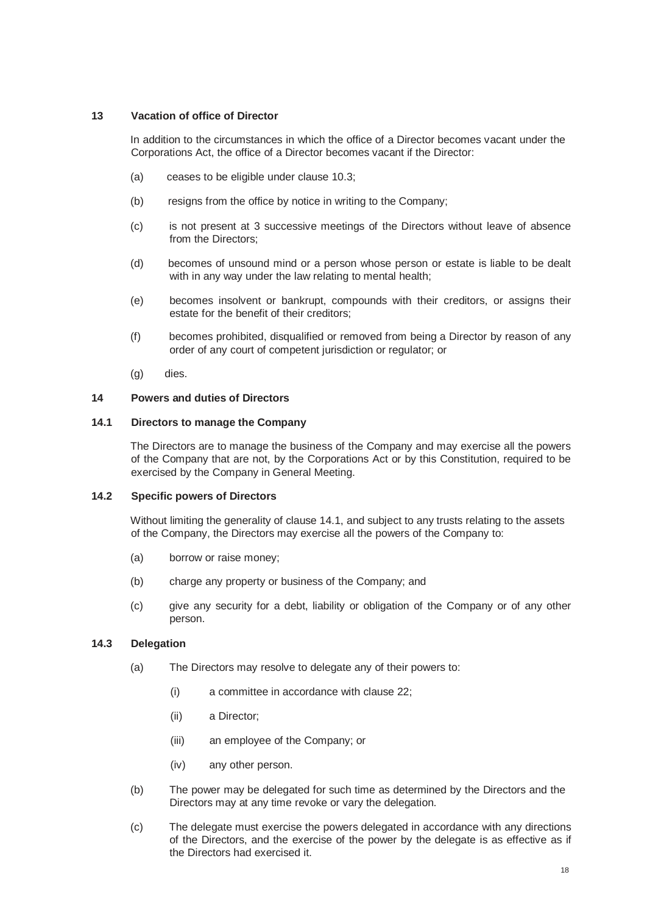## 13 Vacation of office of Director

In addition to the circumstances in which the office of a Director becomes vacant under the Corporations Act, the office of a Director becomes vacant if the Director:

(a) ceases to be eligible under clause 10.3;

(b) resigns from the office by notice in writing to the Company;

(c) is not present at 3 successive meetings of the Directors without leave of absence from the Directors;

(d) becomes of unsound mind or a person whose person or estate is liable to be dealt with in any way under the law relating to mental health;

(e) becomes insolvent or bankrupt, compounds with their creditors, or assigns their estate for the benefit of their creditors;

(f) becomes prohibited, disqualified or removed from being a Director by reason of any order of any court of competent jurisdiction or regulator; or

(g) dies.

## 14 Powers and duties of Directors

### 14.1 Directors to manage the Company

The Directors are to manage the business of the Company and may exercise all the powers of the Company that are not, by the Corporations Act or by this Constitution, required to be exercised by the Company in General Meeting.

### 14.2 Specific powers of Directors

Without limiting the generality of clause 14.1, and subject to any trusts relating to the assets of the Company, the Directors may exercise all the powers of the Company to:

(a) borrow or raise money;

(b) charge any property or business of the Company; and

(c) give any security for a debt, liability or obligation of the Company or of any other person.

### 14.3 Delegation

(a) The Directors may resolve to delegate any of their powers to:

(i) a committee in accordance with clause 22;

(ii) a Director;

(iii) an employee of the Company; or

(iv) any other person.

(b) The power may be delegated for such time as determined by the Directors and the Directors may at any time revoke or vary the delegation.

(c) The delegate must exercise the powers delegated in accordance with any directions of the Directors, and the exercise of the power by the delegate is as effective as if the Directors had exercised it.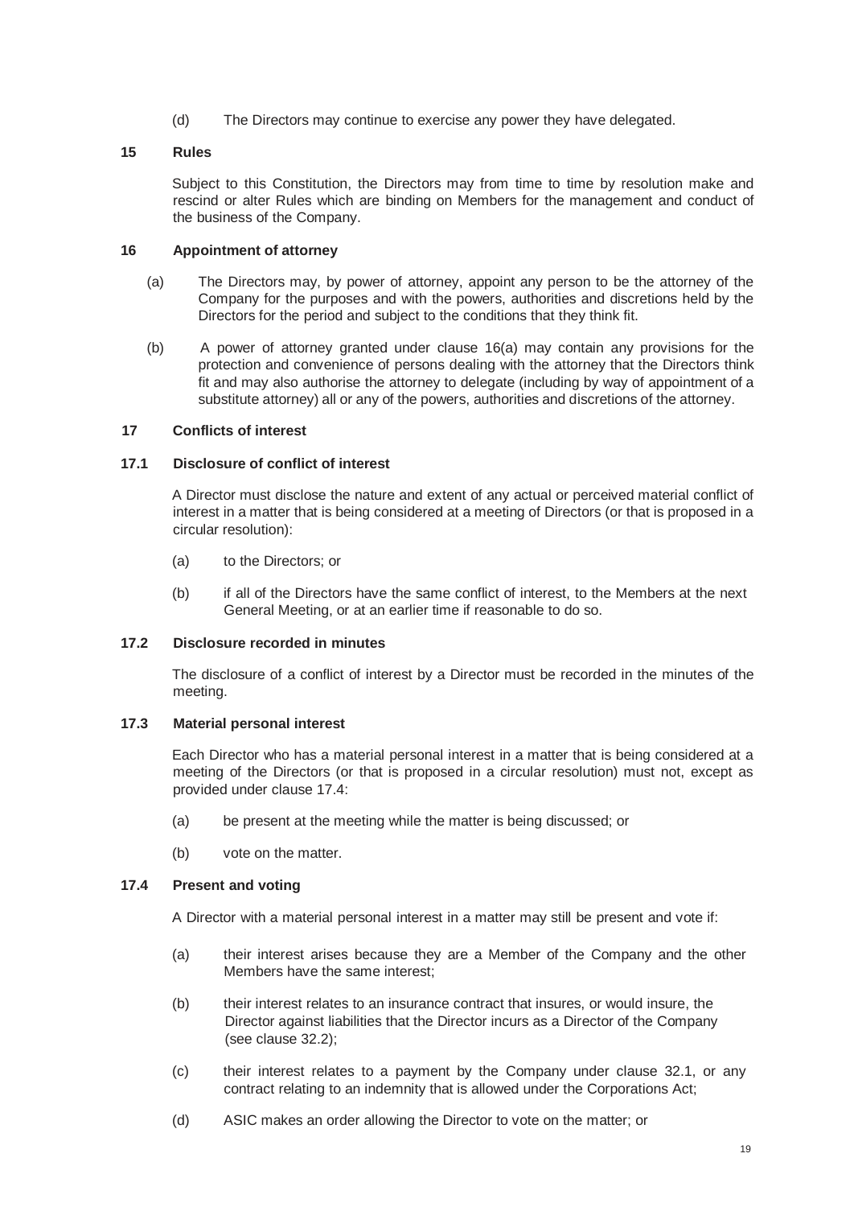(d) The Directors may continue to exercise any power they have delegated.

## 15 Rules

Subject to this Constitution, the Directors may from time to time by resolution make and rescind or alter Rules which are binding on Members for the management and conduct of the business of the Company.

## 16 Appointment of attorney

(a) The Directors may, by power of attorney, appoint any person to be the attorney of the Company for the purposes and with the powers, authorities and discretions held by the Directors for the period and subject to the conditions that they think fit.

(b) A power of attorney granted under clause 16(a) may contain any provisions for the protection and convenience of persons dealing with the attorney that the Directors think fit and may also authorise the attorney to delegate (including by way of appointment of a substitute attorney) all or any of the powers, authorities and discretions of the attorney.

## 17 Conflicts of interest

### 17.1 Disclosure of conflict of interest

A Director must disclose the nature and extent of any actual or perceived material conflict of interest in a matter that is being considered at a meeting of Directors (or that is proposed in a circular resolution):

(a) to the Directors; or

(b) if all of the Directors have the same conflict of interest, to the Members at the next General Meeting, or at an earlier time if reasonable to do so.

### 17.2 Disclosure recorded in minutes

The disclosure of a conflict of interest by a Director must be recorded in the minutes of the meeting.

### 17.3 Material personal interest

Each Director who has a material personal interest in a matter that is being considered at a meeting of the Directors (or that is proposed in a circular resolution) must not, except as provided under clause 17.4:

(a) be present at the meeting while the matter is being discussed; or

(b) vote on the matter.

### 17.4 Present and voting

A Director with a material personal interest in a matter may still be present and vote if:

(a) their interest arises because they are a Member of the Company and the other Members have the same interest;

(b) their interest relates to an insurance contract that insures, or would insure, the Director against liabilities that the Director incurs as a Director of the Company (see clause 32.2);

(c) their interest relates to a payment by the Company under clause 32.1, or any contract relating to an indemnity that is allowed under the Corporations Act;

(d) ASIC makes an order allowing the Director to vote on the matter; or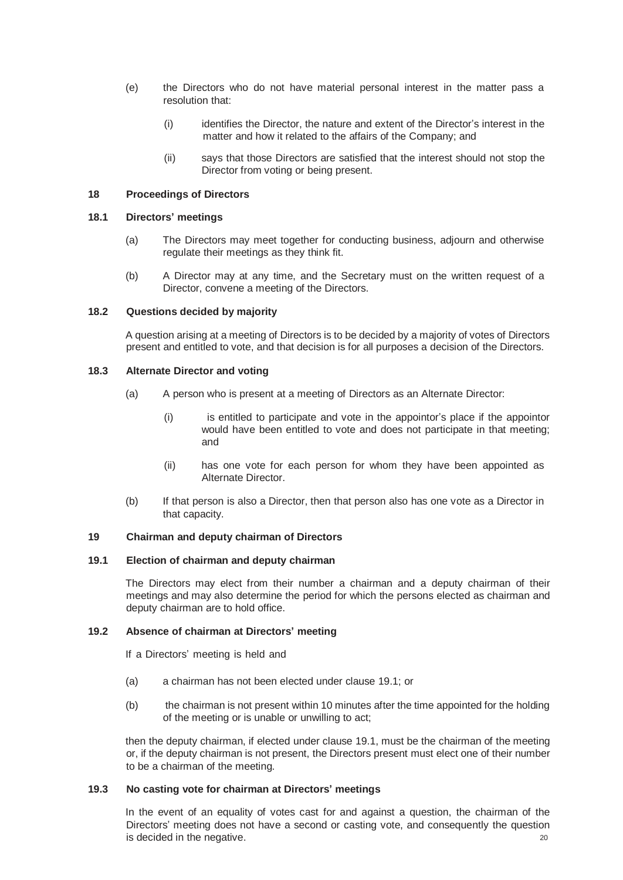(e) the Directors who do not have material personal interest in the matter pass a resolution that:

   (i) identifies the Director, the nature and extent of the Director's interest in the matter and how it related to the affairs of the Company; and

   (ii) says that those Directors are satisfied that the interest should not stop the Director from voting or being present.

## 18 Proceedings of Directors

### 18.1 Directors' meetings

(a) The Directors may meet together for conducting business, adjourn and otherwise regulate their meetings as they think fit.

(b) A Director may at any time, and the Secretary must on the written request of a Director, convene a meeting of the Directors.

### 18.2 Questions decided by majority

A question arising at a meeting of Directors is to be decided by a majority of votes of Directors present and entitled to vote, and that decision is for all purposes a decision of the Directors.

### 18.3 Alternate Director and voting

(a) A person who is present at a meeting of Directors as an Alternate Director:

   (i) is entitled to participate and vote in the appointor's place if the appointor would have been entitled to vote and does not participate in that meeting; and

   (ii) has one vote for each person for whom they have been appointed as Alternate Director.

(b) If that person is also a Director, then that person also has one vote as a Director in that capacity.

## 19 Chairman and deputy chairman of Directors

### 19.1 Election of chairman and deputy chairman

The Directors may elect from their number a chairman and a deputy chairman of their meetings and may also determine the period for which the persons elected as chairman and deputy chairman are to hold office.

### 19.2 Absence of chairman at Directors' meeting

If a Directors' meeting is held and

(a) a chairman has not been elected under clause 19.1; or

(b) the chairman is not present within 10 minutes after the time appointed for the holding of the meeting or is unable or unwilling to act;

then the deputy chairman, if elected under clause 19.1, must be the chairman of the meeting or, if the deputy chairman is not present, the Directors present must elect one of their number to be a chairman of the meeting.

### 19.3 No casting vote for chairman at Directors' meetings

In the event of an equality of votes cast for and against a question, the chairman of the Directors' meeting does not have a second or casting vote, and consequently the question is decided in the negative.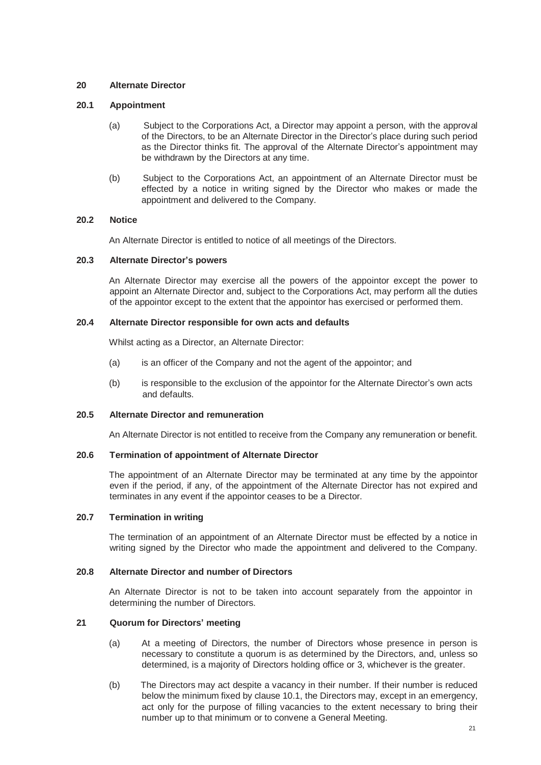## 20 Alternate Director

### 20.1 Appointment

(a) Subject to the Corporations Act, a Director may appoint a person, with the approval of the Directors, to be an Alternate Director in the Director's place during such period as the Director thinks fit. The approval of the Alternate Director's appointment may be withdrawn by the Directors at any time.

(b) Subject to the Corporations Act, an appointment of an Alternate Director must be effected by a notice in writing signed by the Director who makes or made the appointment and delivered to the Company.

### 20.2 Notice

An Alternate Director is entitled to notice of all meetings of the Directors.

### 20.3 Alternate Director's powers

An Alternate Director may exercise all the powers of the appointor except the power to appoint an Alternate Director and, subject to the Corporations Act, may perform all the duties of the appointor except to the extent that the appointor has exercised or performed them.

### 20.4 Alternate Director responsible for own acts and defaults

Whilst acting as a Director, an Alternate Director:

(a) is an officer of the Company and not the agent of the appointor; and

(b) is responsible to the exclusion of the appointor for the Alternate Director's own acts and defaults.

### 20.5 Alternate Director and remuneration

An Alternate Director is not entitled to receive from the Company any remuneration or benefit.

### 20.6 Termination of appointment of Alternate Director

The appointment of an Alternate Director may be terminated at any time by the appointor even if the period, if any, of the appointment of the Alternate Director has not expired and terminates in any event if the appointor ceases to be a Director.

### 20.7 Termination in writing

The termination of an appointment of an Alternate Director must be effected by a notice in writing signed by the Director who made the appointment and delivered to the Company.

### 20.8 Alternate Director and number of Directors

An Alternate Director is not to be taken into account separately from the appointor in determining the number of Directors.

## 21 Quorum for Directors' meeting

(a) At a meeting of Directors, the number of Directors whose presence in person is necessary to constitute a quorum is as determined by the Directors, and, unless so determined, is a majority of Directors holding office or 3, whichever is the greater.

(b) The Directors may act despite a vacancy in their number. If their number is reduced below the minimum fixed by clause 10.1, the Directors may, except in an emergency, act only for the purpose of filling vacancies to the extent necessary to bring their number up to that minimum or to convene a General Meeting.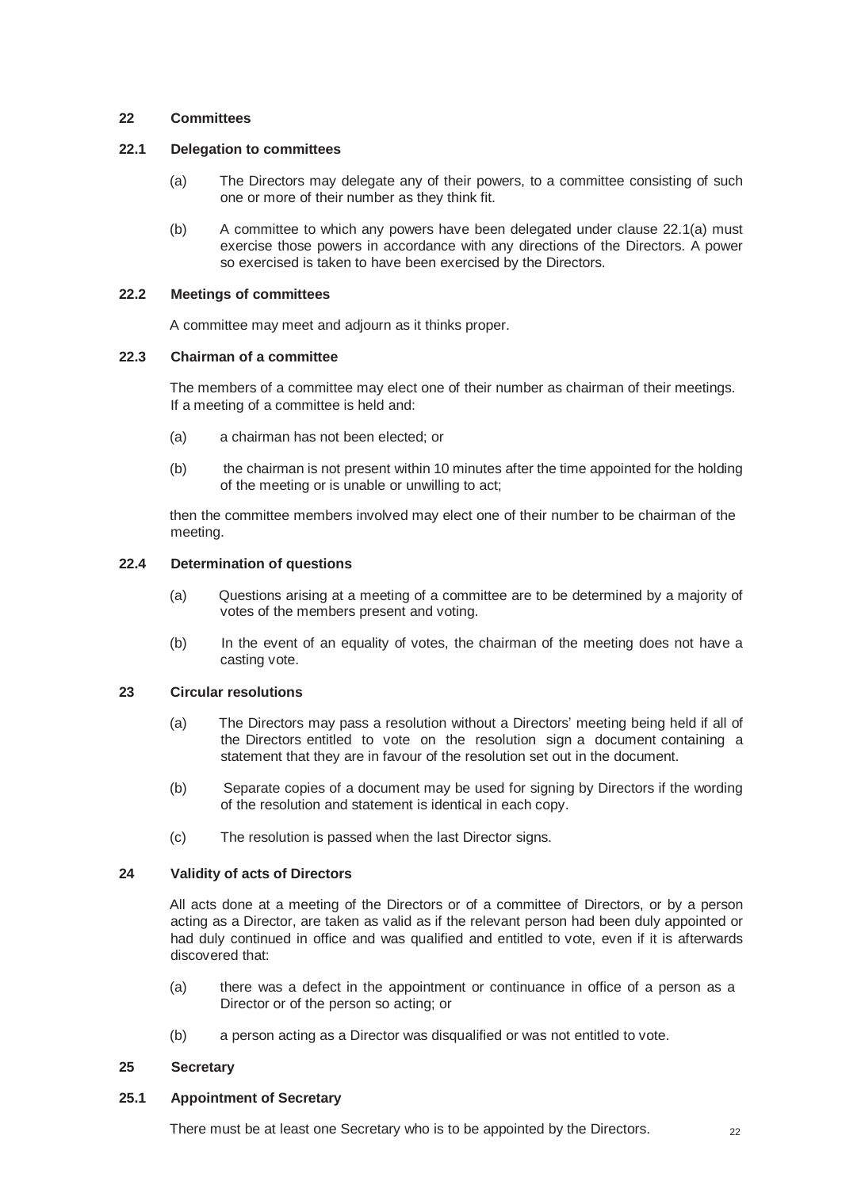## 22 Committees

### 22.1 Delegation to committees

(a) The Directors may delegate any of their powers, to a committee consisting of such one or more of their number as they think fit.

(b) A committee to which any powers have been delegated under clause 22.1(a) must exercise those powers in accordance with any directions of the Directors. A power so exercised is taken to have been exercised by the Directors.

### 22.2 Meetings of committees

A committee may meet and adjourn as it thinks proper.

### 22.3 Chairman of a committee

The members of a committee may elect one of their number as chairman of their meetings. If a meeting of a committee is held and:

(a) a chairman has not been elected; or

(b) the chairman is not present within 10 minutes after the time appointed for the holding of the meeting or is unable or unwilling to act;

then the committee members involved may elect one of their number to be chairman of the meeting.

### 22.4 Determination of questions

(a) Questions arising at a meeting of a committee are to be determined by a majority of votes of the members present and voting.

(b) In the event of an equality of votes, the chairman of the meeting does not have a casting vote.

## 23 Circular resolutions

(a) The Directors may pass a resolution without a Directors' meeting being held if all of the Directors entitled to vote on the resolution sign a document containing a statement that they are in favour of the resolution set out in the document.

(b) Separate copies of a document may be used for signing by Directors if the wording of the resolution and statement is identical in each copy.

(c) The resolution is passed when the last Director signs.

## 24 Validity of acts of Directors

All acts done at a meeting of the Directors or of a committee of Directors, or by a person acting as a Director, are taken as valid as if the relevant person had been duly appointed or had duly continued in office and was qualified and entitled to vote, even if it is afterwards discovered that:

(a) there was a defect in the appointment or continuance in office of a person as a Director or of the person so acting; or

(b) a person acting as a Director was disqualified or was not entitled to vote.

## 25 Secretary

### 25.1 Appointment of Secretary

There must be at least one Secretary who is to be appointed by the Directors.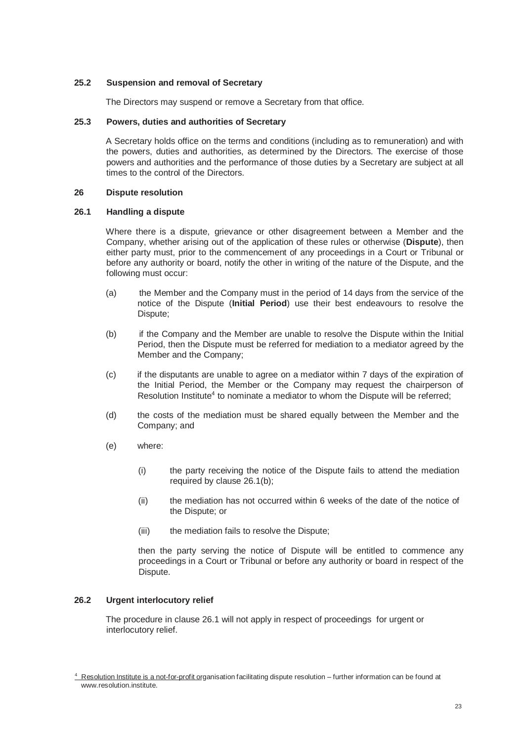### 25.2 Suspension and removal of Secretary

The Directors may suspend or remove a Secretary from that office.

### 25.3 Powers, duties and authorities of Secretary

A Secretary holds office on the terms and conditions (including as to remuneration) and with the powers, duties and authorities, as determined by the Directors. The exercise of those powers and authorities and the performance of those duties by a Secretary are subject at all times to the control of the Directors.

## 26 Dispute resolution

### 26.1 Handling a dispute

Where there is a dispute, grievance or other disagreement between a Member and the Company, whether arising out of the application of these rules or otherwise (**Dispute**), then either party must, prior to the commencement of any proceedings in a Court or Tribunal or before any authority or board, notify the other in writing of the nature of the Dispute, and the following must occur:

(a) the Member and the Company must in the period of 14 days from the service of the notice of the Dispute (**Initial Period**) use their best endeavours to resolve the Dispute;

(b) if the Company and the Member are unable to resolve the Dispute within the Initial Period, then the Dispute must be referred for mediation to a mediator agreed by the Member and the Company;

(c) if the disputants are unable to agree on a mediator within 7 days of the expiration of the Initial Period, the Member or the Company may request the chairperson of Resolution Institute[4] to nominate a mediator to whom the Dispute will be referred;

(d) the costs of the mediation must be shared equally between the Member and the Company; and

(e) where:

  (i) the party receiving the notice of the Dispute fails to attend the mediation required by clause 26.1(b);

  (ii) the mediation has not occurred within 6 weeks of the date of the notice of the Dispute; or

  (iii) the mediation fails to resolve the Dispute;

then the party serving the notice of Dispute will be entitled to commence any proceedings in a Court or Tribunal or before any authority or board in respect of the Dispute.

### 26.2 Urgent interlocutory relief

The procedure in clause 26.1 will not apply in respect of proceedings for urgent or interlocutory relief.

[4] Resolution Institute is a not-for-profit organisation facilitating dispute resolution – further information can be found at www.resolution.institute.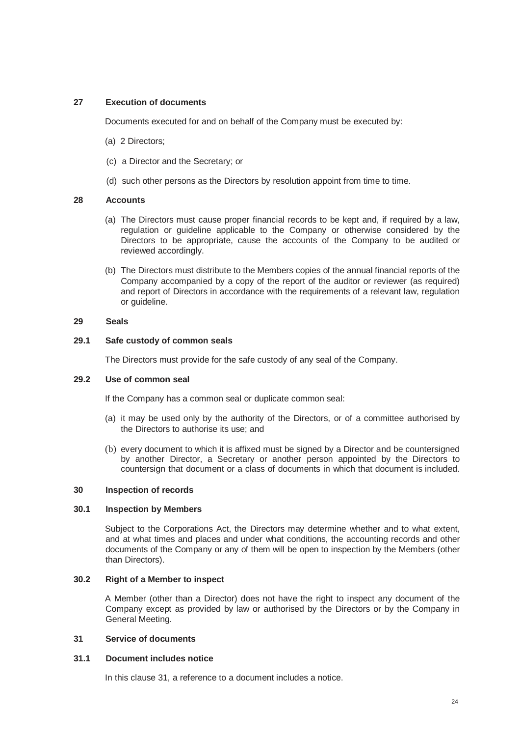## 27 Execution of documents

Documents executed for and on behalf of the Company must be executed by:

(a) 2 Directors;

(c) a Director and the Secretary; or

(d) such other persons as the Directors by resolution appoint from time to time.

## 28 Accounts

(a) The Directors must cause proper financial records to be kept and, if required by a law, regulation or guideline applicable to the Company or otherwise considered by the Directors to be appropriate, cause the accounts of the Company to be audited or reviewed accordingly.

(b) The Directors must distribute to the Members copies of the annual financial reports of the Company accompanied by a copy of the report of the auditor or reviewer (as required) and report of Directors in accordance with the requirements of a relevant law, regulation or guideline.

## 29 Seals

### 29.1 Safe custody of common seals

The Directors must provide for the safe custody of any seal of the Company.

### 29.2 Use of common seal

If the Company has a common seal or duplicate common seal:

(a) it may be used only by the authority of the Directors, or of a committee authorised by the Directors to authorise its use; and

(b) every document to which it is affixed must be signed by a Director and be countersigned by another Director, a Secretary or another person appointed by the Directors to countersign that document or a class of documents in which that document is included.

## 30 Inspection of records

### 30.1 Inspection by Members

Subject to the Corporations Act, the Directors may determine whether and to what extent, and at what times and places and under what conditions, the accounting records and other documents of the Company or any of them will be open to inspection by the Members (other than Directors).

### 30.2 Right of a Member to inspect

A Member (other than a Director) does not have the right to inspect any document of the Company except as provided by law or authorised by the Directors or by the Company in General Meeting.

## 31 Service of documents

### 31.1 Document includes notice

In this clause 31, a reference to a document includes a notice.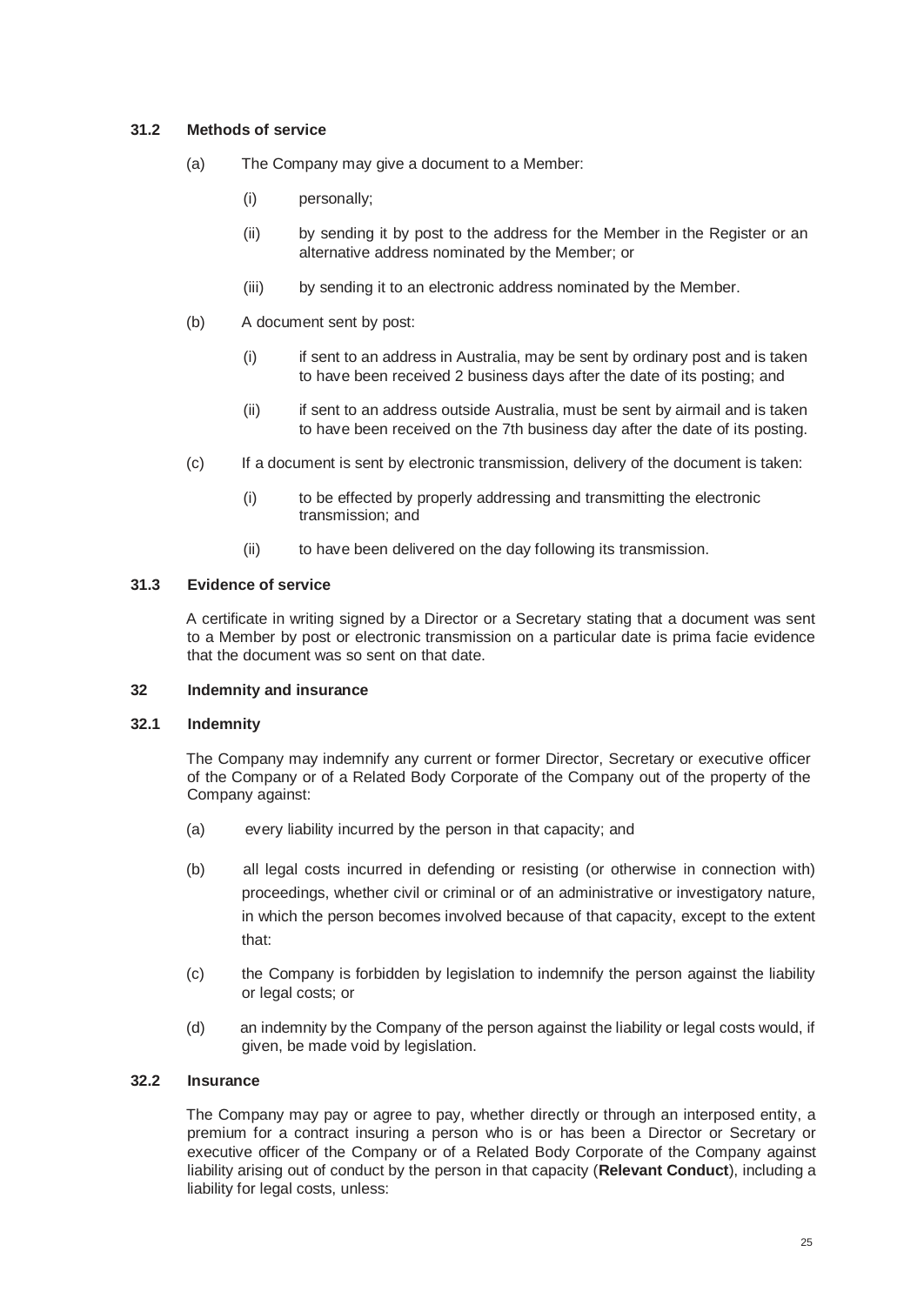### 31.2 Methods of service

(a) The Company may give a document to a Member:

(i) personally;

(ii) by sending it by post to the address for the Member in the Register or an alternative address nominated by the Member; or

(iii) by sending it to an electronic address nominated by the Member.

(b) A document sent by post:

(i) if sent to an address in Australia, may be sent by ordinary post and is taken to have been received 2 business days after the date of its posting; and

(ii) if sent to an address outside Australia, must be sent by airmail and is taken to have been received on the 7th business day after the date of its posting.

(c) If a document is sent by electronic transmission, delivery of the document is taken:

(i) to be effected by properly addressing and transmitting the electronic transmission; and

(ii) to have been delivered on the day following its transmission.

### 31.3 Evidence of service

A certificate in writing signed by a Director or a Secretary stating that a document was sent to a Member by post or electronic transmission on a particular date is prima facie evidence that the document was so sent on that date.

## 32 Indemnity and insurance

### 32.1 Indemnity

The Company may indemnify any current or former Director, Secretary or executive officer of the Company or of a Related Body Corporate of the Company out of the property of the Company against:

(a) every liability incurred by the person in that capacity; and

(b) all legal costs incurred in defending or resisting (or otherwise in connection with) proceedings, whether civil or criminal or of an administrative or investigatory nature, in which the person becomes involved because of that capacity, except to the extent that:

(c) the Company is forbidden by legislation to indemnify the person against the liability or legal costs; or

(d) an indemnity by the Company of the person against the liability or legal costs would, if given, be made void by legislation.

### 32.2 Insurance

The Company may pay or agree to pay, whether directly or through an interposed entity, a premium for a contract insuring a person who is or has been a Director or Secretary or executive officer of the Company or of a Related Body Corporate of the Company against liability arising out of conduct by the person in that capacity (**Relevant Conduct**), including a liability for legal costs, unless: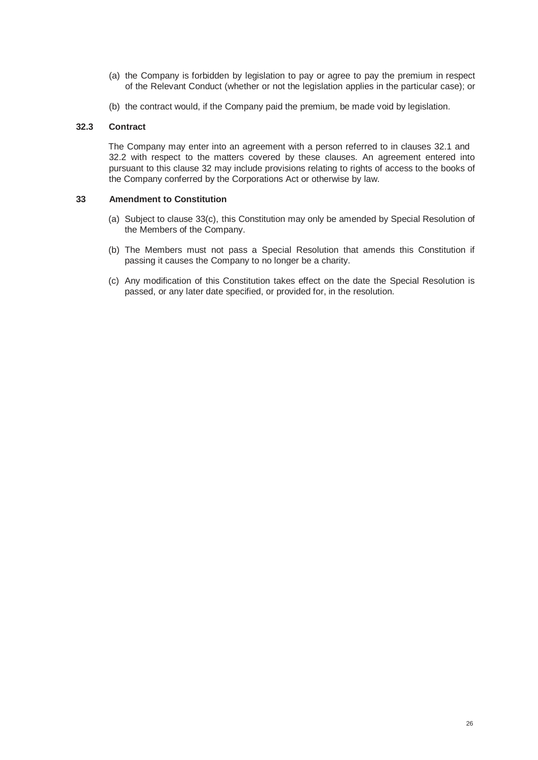(a) the Company is forbidden by legislation to pay or agree to pay the premium in respect of the Relevant Conduct (whether or not the legislation applies in the particular case); or

(b) the contract would, if the Company paid the premium, be made void by legislation.

### 32.3 Contract

The Company may enter into an agreement with a person referred to in clauses 32.1 and 32.2 with respect to the matters covered by these clauses. An agreement entered into pursuant to this clause 32 may include provisions relating to rights of access to the books of the Company conferred by the Corporations Act or otherwise by law.

## 33 Amendment to Constitution

(a) Subject to clause 33(c), this Constitution may only be amended by Special Resolution of the Members of the Company.

(b) The Members must not pass a Special Resolution that amends this Constitution if passing it causes the Company to no longer be a charity.

(c) Any modification of this Constitution takes effect on the date the Special Resolution is passed, or any later date specified, or provided for, in the resolution.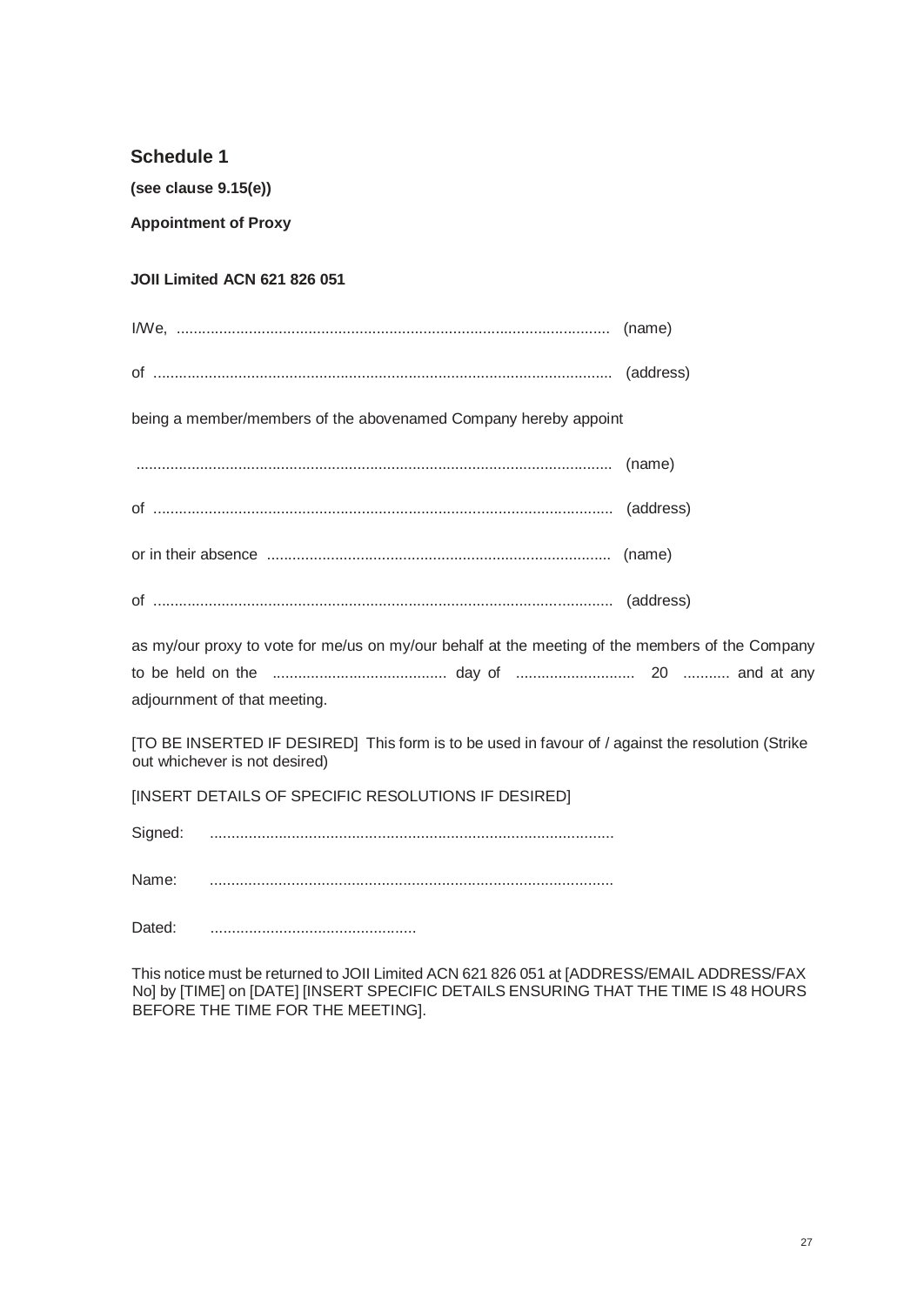## Schedule 1

**(see clause 9.15(e))**

**Appointment of Proxy**

**JOII Limited ACN 621 826 051**

I/We, ...................................................................................................... (name)

of ........................................................................................................... (address)

being a member/members of the abovenamed Company hereby appoint

............................................................................................................... (name)

of ........................................................................................................... (address)

or in their absence ................................................................................. (name)

of ........................................................................................................... (address)

as my/our proxy to vote for me/us on my/our behalf at the meeting of the members of the Company to be held on the ......................................... day of ............................ 20 ........... and at any adjournment of that meeting.

[TO BE INSERTED IF DESIRED] This form is to be used in favour of / against the resolution (Strike out whichever is not desired)

[INSERT DETAILS OF SPECIFIC RESOLUTIONS IF DESIRED]

Signed: ..............................................................................................

Name: ..............................................................................................

Dated: ................................................

This notice must be returned to JOII Limited ACN 621 826 051 at [ADDRESS/EMAIL ADDRESS/FAX No] by [TIME] on [DATE] [INSERT SPECIFIC DETAILS ENSURING THAT THE TIME IS 48 HOURS BEFORE THE TIME FOR THE MEETING].